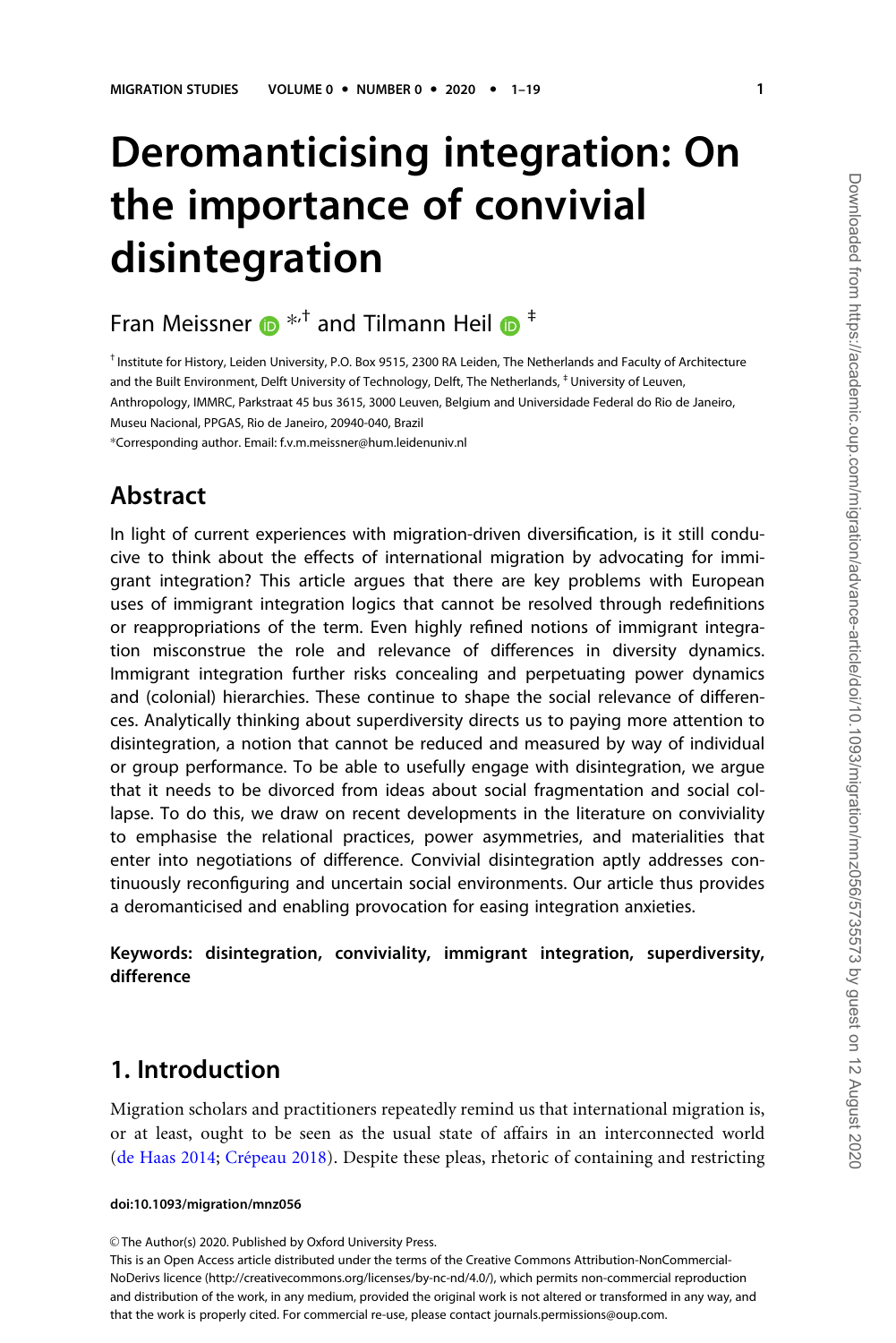# Deromanticising integration: On the importance of convivial disintegration

Fran Meissner *,† and Tilmann Heil ‡

† Institute for History, Leiden University, P.O. Box 9515, 2300 RA Leiden, The Netherlands and Faculty of Architecture and the Built Environment, Delft University of Technology, Delft, The Netherlands, ‡ University of Leuven, Anthropology, IMMRC, Parkstraat 45 bus 3615, 3000 Leuven, Belgium and Universidade Federal do Rio de Janeiro, Museu Nacional, PPGAS, Rio de Janeiro, 20940-040, Brazil

*Corresponding author. Email: f.v.m.meissner@hum.leidenuniv.nl

## Abstract

In light of current experiences with migration-driven diversification, is it still conducive to think about the effects of international migration by advocating for immigrant integration? This article argues that there are key problems with European uses of immigrant integration logics that cannot be resolved through redefinitions or reappropriations of the term. Even highly refined notions of immigrant integration misconstrue the role and relevance of differences in diversity dynamics. Immigrant integration further risks concealing and perpetuating power dynamics and (colonial) hierarchies. These continue to shape the social relevance of differences. Analytically thinking about superdiversity directs us to paying more attention to disintegration, a notion that cannot be reduced and measured by way of individual or group performance. To be able to usefully engage with disintegration, we argue that it needs to be divorced from ideas about social fragmentation and social collapse. To do this, we draw on recent developments in the literature on conviviality to emphasise the relational practices, power asymmetries, and materialities that enter into negotiations of difference. Convivial disintegration aptly addresses continuously reconfiguring and uncertain social environments. Our article thus provides a deromanticised and enabling provocation for easing integration anxieties.

**Keywords: disintegration, conviviality, immigrant integration, superdiversity, difference**

## 1. Introduction

Migration scholars and practitioners repeatedly remind us that international migration is, or at least, ought to be seen as the usual state of affairs in an interconnected world (de Haas 2014; Crépeau 2018). Despite these pleas, rhetoric of containing and restricting

doi:10.1093/migration/mnz056

© The Author(s) 2020. Published by Oxford University Press.
This is an Open Access article distributed under the terms of the Creative Commons Attribution-NonCommercial-NoDerivs licence (http://creativecommons.org/licenses/by-nc-nd/4.0/), which permits non-commercial reproduction and distribution of the work, in any medium, provided the original work is not altered or transformed in any way, and that the work is properly cited. For commercial re-use, please contact journals.permissions@oup.com.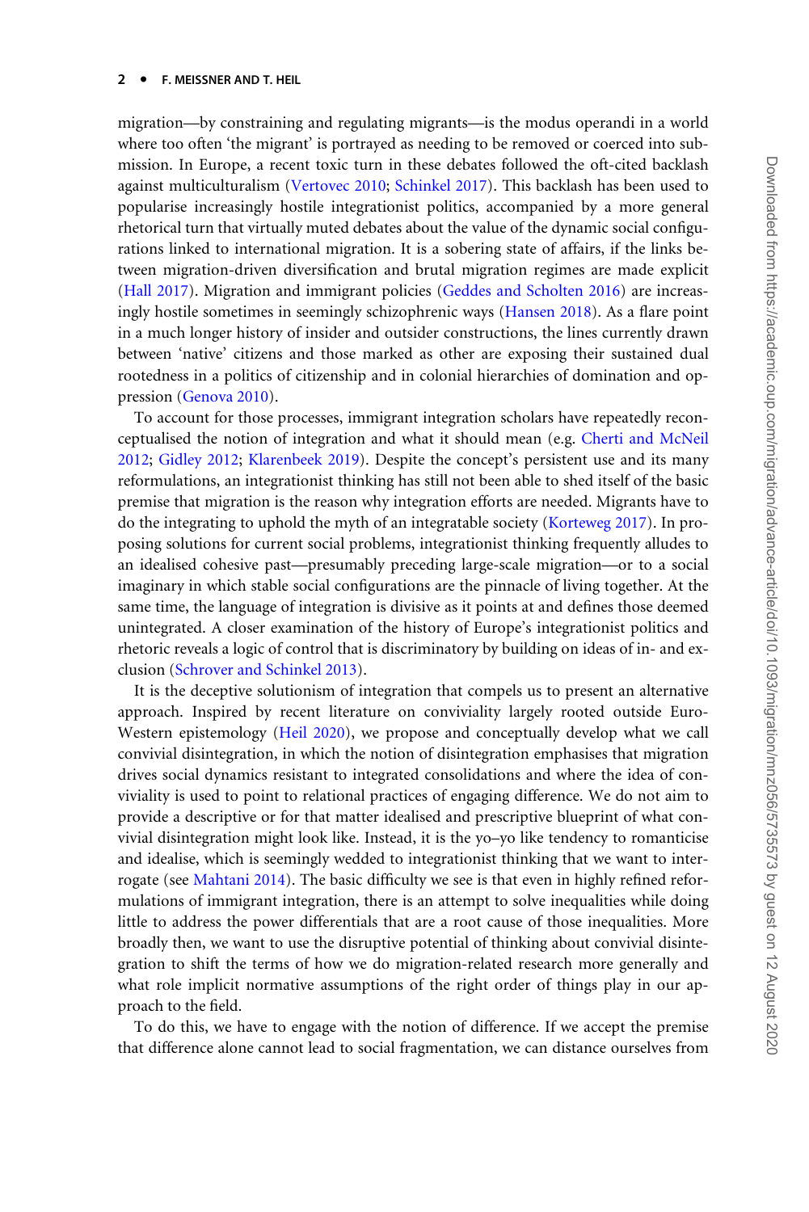migration—by constraining and regulating migrants—is the modus operandi in a world where too often 'the migrant' is portrayed as needing to be removed or coerced into submission. In Europe, a recent toxic turn in these debates followed the oft-cited backlash against multiculturalism (Vertovec 2010; Schinkel 2017). This backlash has been used to popularise increasingly hostile integrationist politics, accompanied by a more general rhetorical turn that virtually muted debates about the value of the dynamic social configurations linked to international migration. It is a sobering state of affairs, if the links between migration-driven diversification and brutal migration regimes are made explicit (Hall 2017). Migration and immigrant policies (Geddes and Scholten 2016) are increasingly hostile sometimes in seemingly schizophrenic ways (Hansen 2018). As a flare point in a much longer history of insider and outsider constructions, the lines currently drawn between 'native' citizens and those marked as other are exposing their sustained dual rootedness in a politics of citizenship and in colonial hierarchies of domination and oppression (Genova 2010).

To account for those processes, immigrant integration scholars have repeatedly reconceptualised the notion of integration and what it should mean (e.g. Cherti and McNeil 2012; Gidley 2012; Klarenbeek 2019). Despite the concept's persistent use and its many reformulations, an integrationist thinking has still not been able to shed itself of the basic premise that migration is the reason why integration efforts are needed. Migrants have to do the integrating to uphold the myth of an integratable society (Korteweg 2017). In proposing solutions for current social problems, integrationist thinking frequently alludes to an idealised cohesive past—presumably preceding large-scale migration—or to a social imaginary in which stable social configurations are the pinnacle of living together. At the same time, the language of integration is divisive as it points at and defines those deemed unintegrated. A closer examination of the history of Europe's integrationist politics and rhetoric reveals a logic of control that is discriminatory by building on ideas of in- and exclusion (Schrover and Schinkel 2013).

It is the deceptive solutionism of integration that compels us to present an alternative approach. Inspired by recent literature on conviviality largely rooted outside Euro-Western epistemology (Heil 2020), we propose and conceptually develop what we call convivial disintegration, in which the notion of disintegration emphasises that migration drives social dynamics resistant to integrated consolidations and where the idea of conviviality is used to point to relational practices of engaging difference. We do not aim to provide a descriptive or for that matter idealised and prescriptive blueprint of what convivial disintegration might look like. Instead, it is the yo–yo like tendency to romanticise and idealise, which is seemingly wedded to integrationist thinking that we want to interrogate (see Mahtani 2014). The basic difficulty we see is that even in highly refined reformulations of immigrant integration, there is an attempt to solve inequalities while doing little to address the power differentials that are a root cause of those inequalities. More broadly then, we want to use the disruptive potential of thinking about convivial disintegration to shift the terms of how we do migration-related research more generally and what role implicit normative assumptions of the right order of things play in our approach to the field.

To do this, we have to engage with the notion of difference. If we accept the premise that difference alone cannot lead to social fragmentation, we can distance ourselves from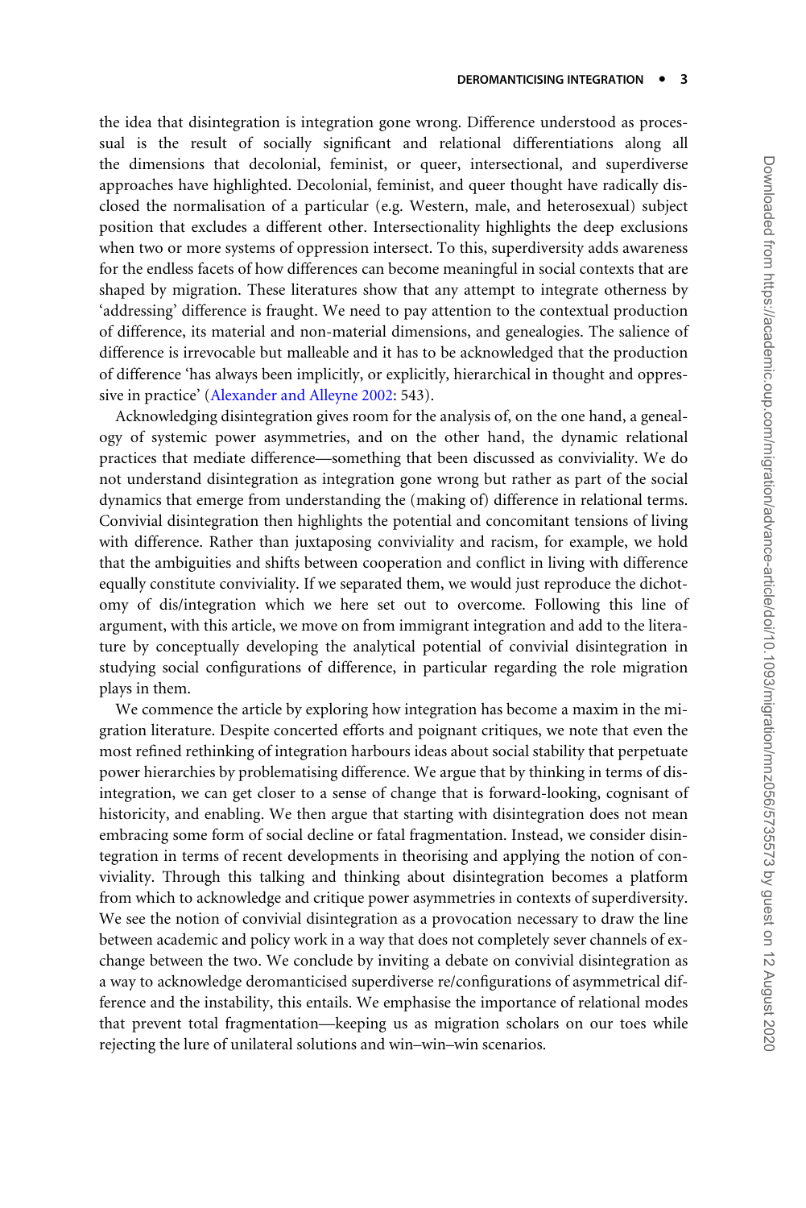the idea that disintegration is integration gone wrong. Difference understood as processual is the result of socially significant and relational differentiations along all the dimensions that decolonial, feminist, or queer, intersectional, and superdiverse approaches have highlighted. Decolonial, feminist, and queer thought have radically disclosed the normalisation of a particular (e.g. Western, male, and heterosexual) subject position that excludes a different other. Intersectionality highlights the deep exclusions when two or more systems of oppression intersect. To this, superdiversity adds awareness for the endless facets of how differences can become meaningful in social contexts that are shaped by migration. These literatures show that any attempt to integrate otherness by 'addressing' difference is fraught. We need to pay attention to the contextual production of difference, its material and non-material dimensions, and genealogies. The salience of difference is irrevocable but malleable and it has to be acknowledged that the production of difference 'has always been implicitly, or explicitly, hierarchical in thought and oppressive in practice' (Alexander and Alleyne 2002: 543).

Acknowledging disintegration gives room for the analysis of, on the one hand, a genealogy of systemic power asymmetries, and on the other hand, the dynamic relational practices that mediate difference—something that been discussed as conviviality. We do not understand disintegration as integration gone wrong but rather as part of the social dynamics that emerge from understanding the (making of) difference in relational terms. Convivial disintegration then highlights the potential and concomitant tensions of living with difference. Rather than juxtaposing conviviality and racism, for example, we hold that the ambiguities and shifts between cooperation and conflict in living with difference equally constitute conviviality. If we separated them, we would just reproduce the dichotomy of dis/integration which we here set out to overcome. Following this line of argument, with this article, we move on from immigrant integration and add to the literature by conceptually developing the analytical potential of convivial disintegration in studying social configurations of difference, in particular regarding the role migration plays in them.

We commence the article by exploring how integration has become a maxim in the migration literature. Despite concerted efforts and poignant critiques, we note that even the most refined rethinking of integration harbours ideas about social stability that perpetuate power hierarchies by problematising difference. We argue that by thinking in terms of disintegration, we can get closer to a sense of change that is forward-looking, cognisant of historicity, and enabling. We then argue that starting with disintegration does not mean embracing some form of social decline or fatal fragmentation. Instead, we consider disintegration in terms of recent developments in theorising and applying the notion of conviviality. Through this talking and thinking about disintegration becomes a platform from which to acknowledge and critique power asymmetries in contexts of superdiversity. We see the notion of convivial disintegration as a provocation necessary to draw the line between academic and policy work in a way that does not completely sever channels of exchange between the two. We conclude by inviting a debate on convivial disintegration as a way to acknowledge deromanticised superdiverse re/configurations of asymmetrical difference and the instability, this entails. We emphasise the importance of relational modes that prevent total fragmentation—keeping us as migration scholars on our toes while rejecting the lure of unilateral solutions and win–win–win scenarios.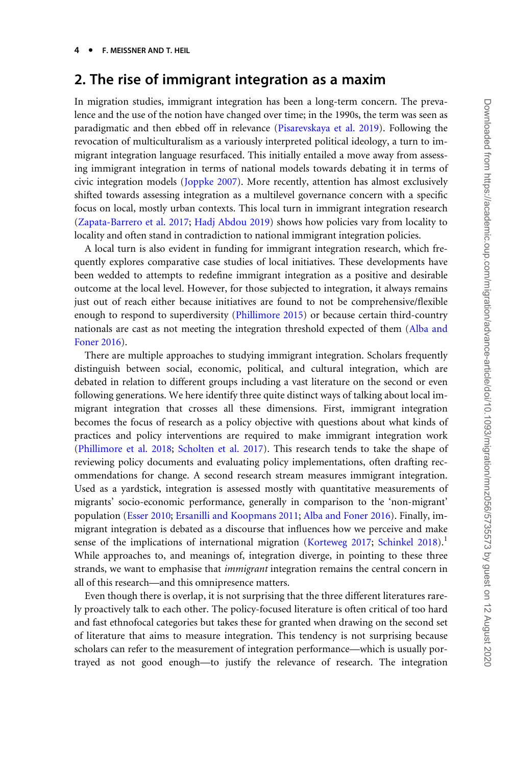## 2. The rise of immigrant integration as a maxim

In migration studies, immigrant integration has been a long-term concern. The prevalence and the use of the notion have changed over time; in the 1990s, the term was seen as paradigmatic and then ebbed off in relevance (Pisarevskaya et al. 2019). Following the revocation of multiculturalism as a variously interpreted political ideology, a turn to immigrant integration language resurfaced. This initially entailed a move away from assessing immigrant integration in terms of national models towards debating it in terms of civic integration models (Joppke 2007). More recently, attention has almost exclusively shifted towards assessing integration as a multilevel governance concern with a specific focus on local, mostly urban contexts. This local turn in immigrant integration research (Zapata-Barrero et al. 2017; Hadj Abdou 2019) shows how policies vary from locality to locality and often stand in contradiction to national immigrant integration policies.

A local turn is also evident in funding for immigrant integration research, which frequently explores comparative case studies of local initiatives. These developments have been wedded to attempts to redefine immigrant integration as a positive and desirable outcome at the local level. However, for those subjected to integration, it always remains just out of reach either because initiatives are found to not be comprehensive/flexible enough to respond to superdiversity (Phillimore 2015) or because certain third-country nationals are cast as not meeting the integration threshold expected of them (Alba and Foner 2016).

There are multiple approaches to studying immigrant integration. Scholars frequently distinguish between social, economic, political, and cultural integration, which are debated in relation to different groups including a vast literature on the second or even following generations. We here identify three quite distinct ways of talking about local immigrant integration that crosses all these dimensions. First, immigrant integration becomes the focus of research as a policy objective with questions about what kinds of practices and policy interventions are required to make immigrant integration work (Phillimore et al. 2018; Scholten et al. 2017). This research tends to take the shape of reviewing policy documents and evaluating policy implementations, often drafting recommendations for change. A second research stream measures immigrant integration. Used as a yardstick, integration is assessed mostly with quantitative measurements of migrants' socio-economic performance, generally in comparison to the 'non-migrant' population (Esser 2010; Ersanilli and Koopmans 2011; Alba and Foner 2016). Finally, immigrant integration is debated as a discourse that influences how we perceive and make sense of the implications of international migration (Korteweg 2017; Schinkel 2018).[1] While approaches to, and meanings of, integration diverge, in pointing to these three strands, we want to emphasise that *immigrant* integration remains the central concern in all of this research—and this omnipresence matters.

Even though there is overlap, it is not surprising that the three different literatures rarely proactively talk to each other. The policy-focused literature is often critical of too hard and fast ethnofocal categories but takes these for granted when drawing on the second set of literature that aims to measure integration. This tendency is not surprising because scholars can refer to the measurement of integration performance—which is usually portrayed as not good enough—to justify the relevance of research. The integration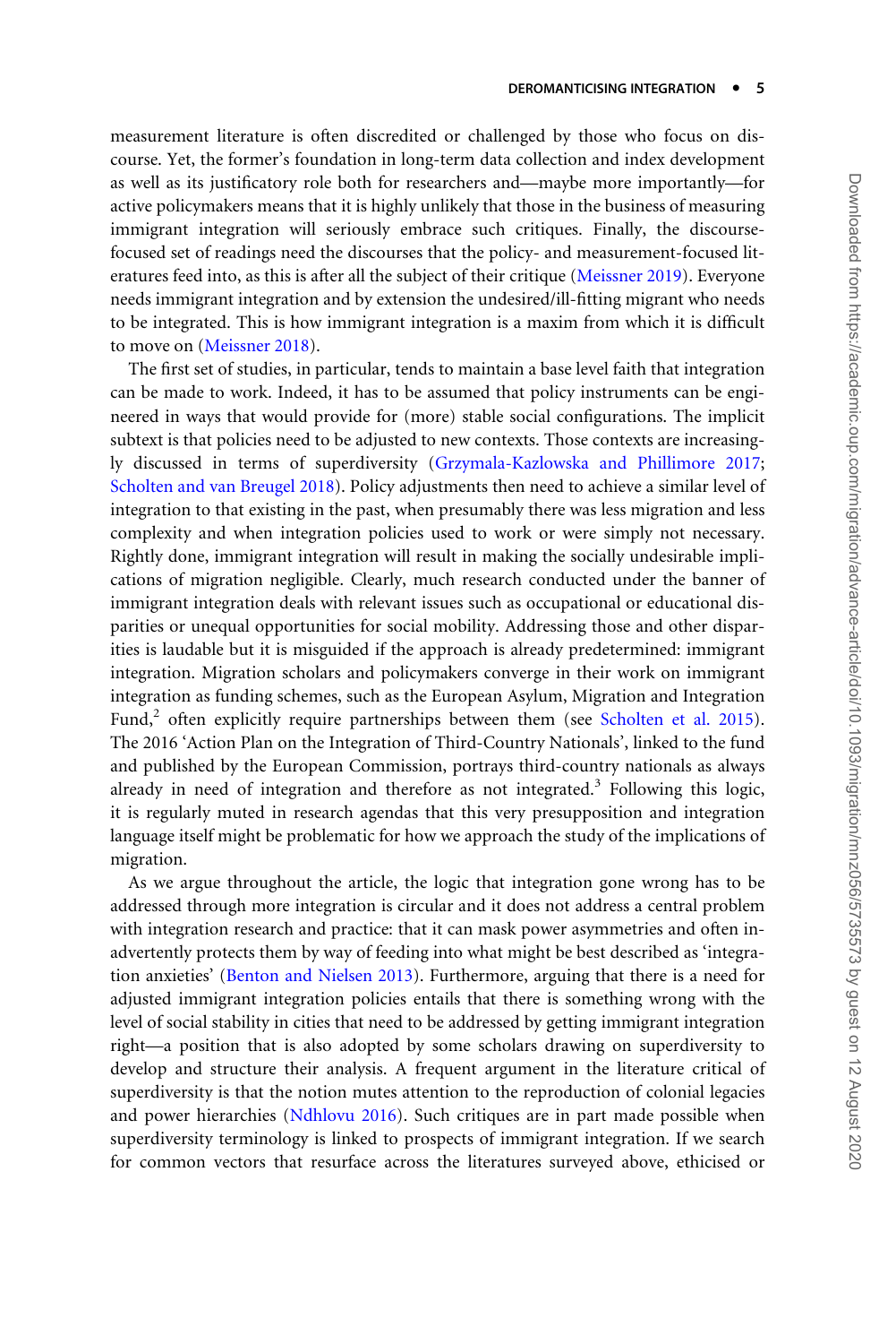measurement literature is often discredited or challenged by those who focus on discourse. Yet, the former's foundation in long-term data collection and index development as well as its justificatory role both for researchers and—maybe more importantly—for active policymakers means that it is highly unlikely that those in the business of measuring immigrant integration will seriously embrace such critiques. Finally, the discourse-focused set of readings need the discourses that the policy- and measurement-focused literatures feed into, as this is after all the subject of their critique (Meissner 2019). Everyone needs immigrant integration and by extension the undesired/ill-fitting migrant who needs to be integrated. This is how immigrant integration is a maxim from which it is difficult to move on (Meissner 2018).

The first set of studies, in particular, tends to maintain a base level faith that integration can be made to work. Indeed, it has to be assumed that policy instruments can be engineered in ways that would provide for (more) stable social configurations. The implicit subtext is that policies need to be adjusted to new contexts. Those contexts are increasingly discussed in terms of superdiversity (Grzymala-Kazlowska and Phillimore 2017; Scholten and van Breugel 2018). Policy adjustments then need to achieve a similar level of integration to that existing in the past, when presumably there was less migration and less complexity and when integration policies used to work or were simply not necessary. Rightly done, immigrant integration will result in making the socially undesirable implications of migration negligible. Clearly, much research conducted under the banner of immigrant integration deals with relevant issues such as occupational or educational disparities or unequal opportunities for social mobility. Addressing those and other disparities is laudable but it is misguided if the approach is already predetermined: immigrant integration. Migration scholars and policymakers converge in their work on immigrant integration as funding schemes, such as the European Asylum, Migration and Integration Fund,[2] often explicitly require partnerships between them (see Scholten et al. 2015). The 2016 'Action Plan on the Integration of Third-Country Nationals', linked to the fund and published by the European Commission, portrays third-country nationals as always already in need of integration and therefore as not integrated.[3] Following this logic, it is regularly muted in research agendas that this very presupposition and integration language itself might be problematic for how we approach the study of the implications of migration.

As we argue throughout the article, the logic that integration gone wrong has to be addressed through more integration is circular and it does not address a central problem with integration research and practice: that it can mask power asymmetries and often inadvertently protects them by way of feeding into what might be best described as 'integration anxieties' (Benton and Nielsen 2013). Furthermore, arguing that there is a need for adjusted immigrant integration policies entails that there is something wrong with the level of social stability in cities that need to be addressed by getting immigrant integration right—a position that is also adopted by some scholars drawing on superdiversity to develop and structure their analysis. A frequent argument in the literature critical of superdiversity is that the notion mutes attention to the reproduction of colonial legacies and power hierarchies (Ndhlovu 2016). Such critiques are in part made possible when superdiversity terminology is linked to prospects of immigrant integration. If we search for common vectors that resurface across the literatures surveyed above, ethicised or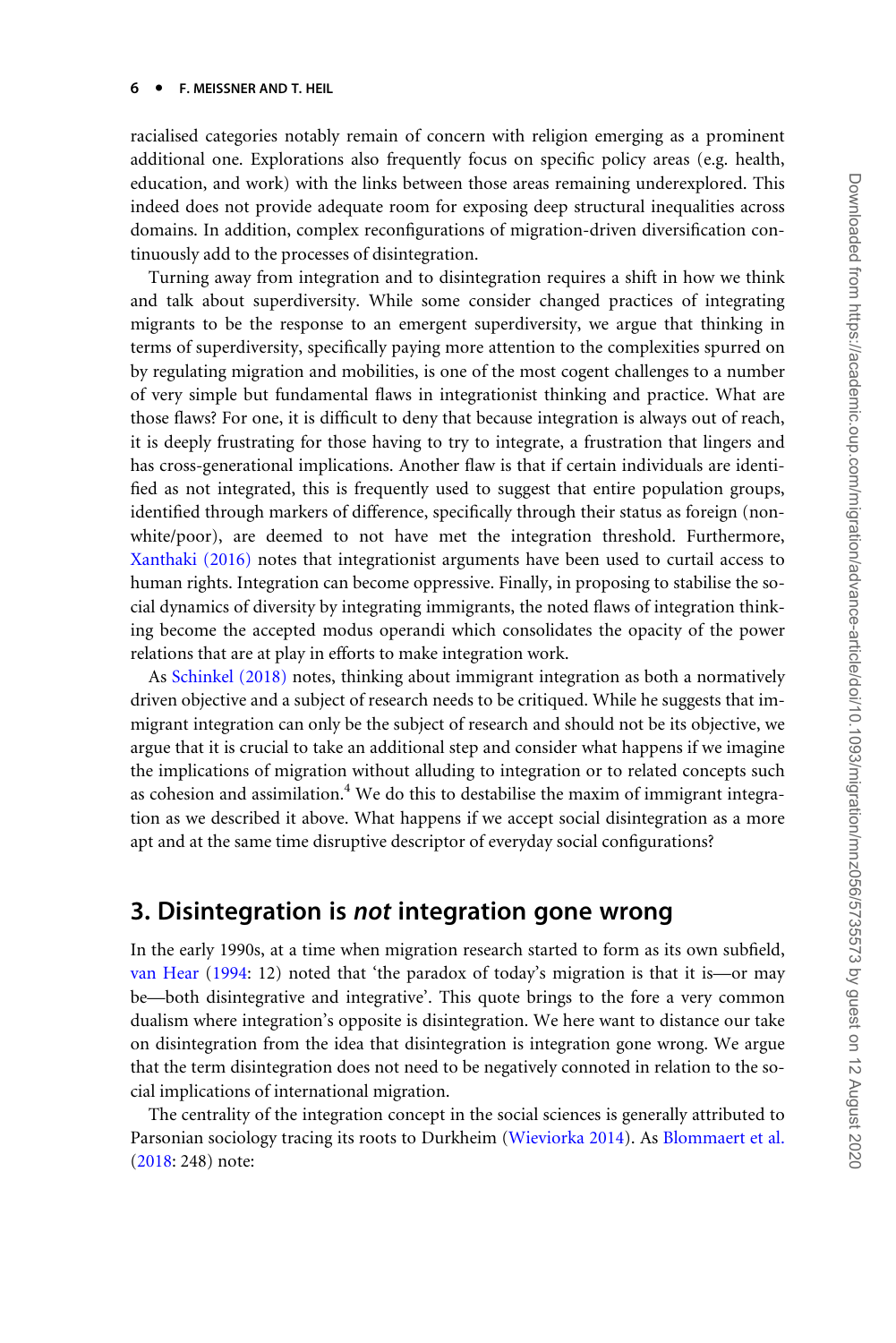racialised categories notably remain of concern with religion emerging as a prominent additional one. Explorations also frequently focus on specific policy areas (e.g. health, education, and work) with the links between those areas remaining underexplored. This indeed does not provide adequate room for exposing deep structural inequalities across domains. In addition, complex reconfigurations of migration-driven diversification continuously add to the processes of disintegration.

Turning away from integration and to disintegration requires a shift in how we think and talk about superdiversity. While some consider changed practices of integrating migrants to be the response to an emergent superdiversity, we argue that thinking in terms of superdiversity, specifically paying more attention to the complexities spurred on by regulating migration and mobilities, is one of the most cogent challenges to a number of very simple but fundamental flaws in integrationist thinking and practice. What are those flaws? For one, it is difficult to deny that because integration is always out of reach, it is deeply frustrating for those having to try to integrate, a frustration that lingers and has cross-generational implications. Another flaw is that if certain individuals are identified as not integrated, this is frequently used to suggest that entire population groups, identified through markers of difference, specifically through their status as foreign (non-white/poor), are deemed to not have met the integration threshold. Furthermore, Xanthaki (2016) notes that integrationist arguments have been used to curtail access to human rights. Integration can become oppressive. Finally, in proposing to stabilise the social dynamics of diversity by integrating immigrants, the noted flaws of integration thinking become the accepted modus operandi which consolidates the opacity of the power relations that are at play in efforts to make integration work.

As Schinkel (2018) notes, thinking about immigrant integration as both a normatively driven objective and a subject of research needs to be critiqued. While he suggests that immigrant integration can only be the subject of research and should not be its objective, we argue that it is crucial to take an additional step and consider what happens if we imagine the implications of migration without alluding to integration or to related concepts such as cohesion and assimilation.[4] We do this to destabilise the maxim of immigrant integration as we described it above. What happens if we accept social disintegration as a more apt and at the same time disruptive descriptor of everyday social configurations?

## 3. Disintegration is *not* integration gone wrong

In the early 1990s, at a time when migration research started to form as its own subfield, van Hear (1994: 12) noted that 'the paradox of today's migration is that it is—or may be—both disintegrative and integrative'. This quote brings to the fore a very common dualism where integration's opposite is disintegration. We here want to distance our take on disintegration from the idea that disintegration is integration gone wrong. We argue that the term disintegration does not need to be negatively connoted in relation to the social implications of international migration.

The centrality of the integration concept in the social sciences is generally attributed to Parsonian sociology tracing its roots to Durkheim (Wieviorka 2014). As Blommaert et al. (2018: 248) note: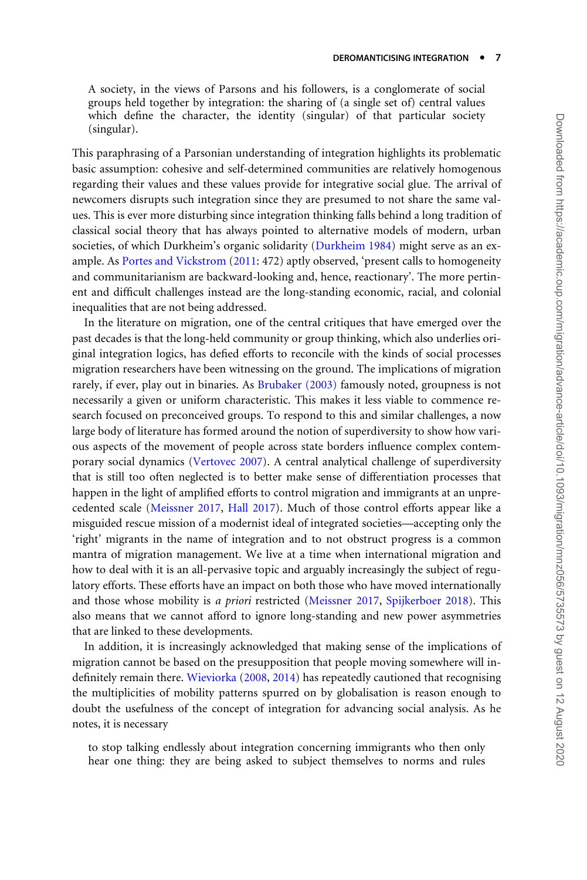> A society, in the views of Parsons and his followers, is a conglomerate of social groups held together by integration: the sharing of (a single set of) central values which define the character, the identity (singular) of that particular society (singular).

This paraphrasing of a Parsonian understanding of integration highlights its problematic basic assumption: cohesive and self-determined communities are relatively homogenous regarding their values and these values provide for integrative social glue. The arrival of newcomers disrupts such integration since they are presumed to not share the same values. This is ever more disturbing since integration thinking falls behind a long tradition of classical social theory that has always pointed to alternative models of modern, urban societies, of which Durkheim's organic solidarity (Durkheim 1984) might serve as an example. As Portes and Vickstrom (2011: 472) aptly observed, 'present calls to homogeneity and communitarianism are backward-looking and, hence, reactionary'. The more pertinent and difficult challenges instead are the long-standing economic, racial, and colonial inequalities that are not being addressed.

In the literature on migration, one of the central critiques that have emerged over the past decades is that the long-held community or group thinking, which also underlies original integration logics, has defied efforts to reconcile with the kinds of social processes migration researchers have been witnessing on the ground. The implications of migration rarely, if ever, play out in binaries. As Brubaker (2003) famously noted, groupness is not necessarily a given or uniform characteristic. This makes it less viable to commence research focused on preconceived groups. To respond to this and similar challenges, a now large body of literature has formed around the notion of superdiversity to show how various aspects of the movement of people across state borders influence complex contemporary social dynamics (Vertovec 2007). A central analytical challenge of superdiversity that is still too often neglected is to better make sense of differentiation processes that happen in the light of amplified efforts to control migration and immigrants at an unprecedented scale (Meissner 2017, Hall 2017). Much of those control efforts appear like a misguided rescue mission of a modernist ideal of integrated societies—accepting only the 'right' migrants in the name of integration and to not obstruct progress is a common mantra of migration management. We live at a time when international migration and how to deal with it is an all-pervasive topic and arguably increasingly the subject of regulatory efforts. These efforts have an impact on both those who have moved internationally and those whose mobility is *a priori* restricted (Meissner 2017, Spijkerboer 2018). This also means that we cannot afford to ignore long-standing and new power asymmetries that are linked to these developments.

In addition, it is increasingly acknowledged that making sense of the implications of migration cannot be based on the presupposition that people moving somewhere will indefinitely remain there. Wieviorka (2008, 2014) has repeatedly cautioned that recognising the multiplicities of mobility patterns spurred on by globalisation is reason enough to doubt the usefulness of the concept of integration for advancing social analysis. As he notes, it is necessary

> to stop talking endlessly about integration concerning immigrants who then only hear one thing: they are being asked to subject themselves to norms and rules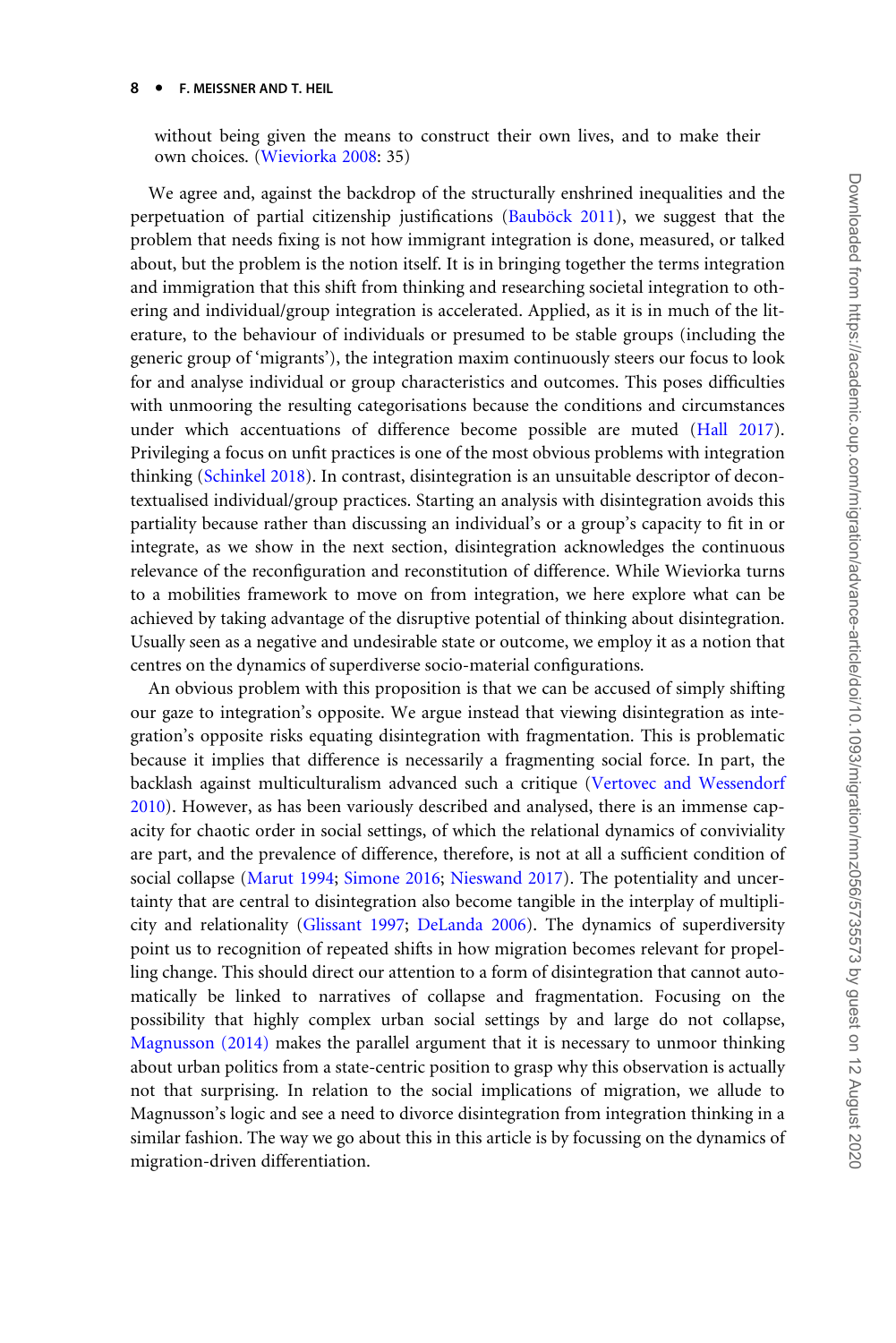without being given the means to construct their own lives, and to make their own choices. (Wieviorka 2008: 35)

We agree and, against the backdrop of the structurally enshrined inequalities and the perpetuation of partial citizenship justifications (Bauböck 2011), we suggest that the problem that needs fixing is not how immigrant integration is done, measured, or talked about, but the problem is the notion itself. It is in bringing together the terms integration and immigration that this shift from thinking and researching societal integration to othering and individual/group integration is accelerated. Applied, as it is in much of the literature, to the behaviour of individuals or presumed to be stable groups (including the generic group of 'migrants'), the integration maxim continuously steers our focus to look for and analyse individual or group characteristics and outcomes. This poses difficulties with unmooring the resulting categorisations because the conditions and circumstances under which accentuations of difference become possible are muted (Hall 2017). Privileging a focus on unfit practices is one of the most obvious problems with integration thinking (Schinkel 2018). In contrast, disintegration is an unsuitable descriptor of decontextualised individual/group practices. Starting an analysis with disintegration avoids this partiality because rather than discussing an individual's or a group's capacity to fit in or integrate, as we show in the next section, disintegration acknowledges the continuous relevance of the reconfiguration and reconstitution of difference. While Wieviorka turns to a mobilities framework to move on from integration, we here explore what can be achieved by taking advantage of the disruptive potential of thinking about disintegration. Usually seen as a negative and undesirable state or outcome, we employ it as a notion that centres on the dynamics of superdiverse socio-material configurations.

An obvious problem with this proposition is that we can be accused of simply shifting our gaze to integration's opposite. We argue instead that viewing disintegration as integration's opposite risks equating disintegration with fragmentation. This is problematic because it implies that difference is necessarily a fragmenting social force. In part, the backlash against multiculturalism advanced such a critique (Vertovec and Wessendorf 2010). However, as has been variously described and analysed, there is an immense capacity for chaotic order in social settings, of which the relational dynamics of conviviality are part, and the prevalence of difference, therefore, is not at all a sufficient condition of social collapse (Marut 1994; Simone 2016; Nieswand 2017). The potentiality and uncertainty that are central to disintegration also become tangible in the interplay of multiplicity and relationality (Glissant 1997; DeLanda 2006). The dynamics of superdiversity point us to recognition of repeated shifts in how migration becomes relevant for propelling change. This should direct our attention to a form of disintegration that cannot automatically be linked to narratives of collapse and fragmentation. Focusing on the possibility that highly complex urban social settings by and large do not collapse, Magnusson (2014) makes the parallel argument that it is necessary to unmoor thinking about urban politics from a state-centric position to grasp why this observation is actually not that surprising. In relation to the social implications of migration, we allude to Magnusson's logic and see a need to divorce disintegration from integration thinking in a similar fashion. The way we go about this in this article is by focussing on the dynamics of migration-driven differentiation.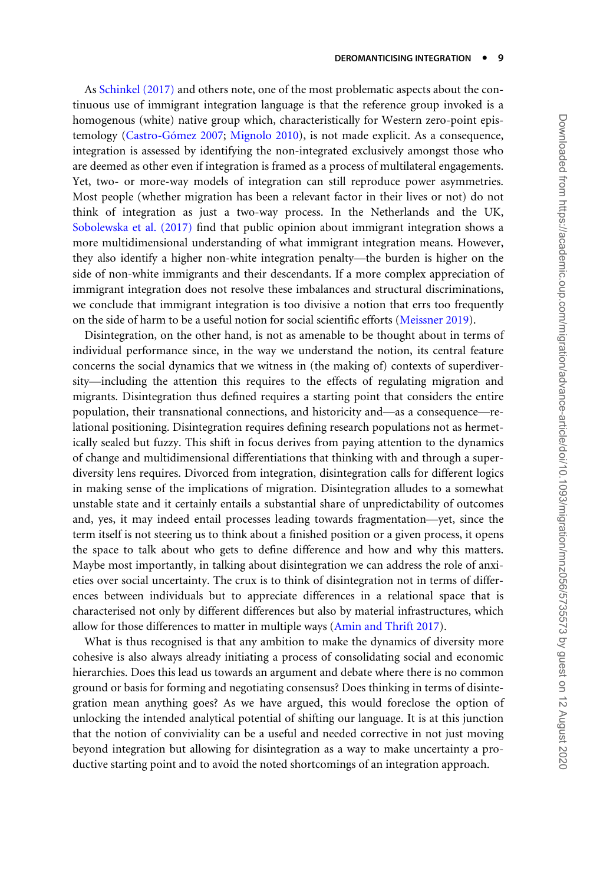As Schinkel (2017) and others note, one of the most problematic aspects about the continuous use of immigrant integration language is that the reference group invoked is a homogenous (white) native group which, characteristically for Western zero-point epistemology (Castro-Gómez 2007; Mignolo 2010), is not made explicit. As a consequence, integration is assessed by identifying the non-integrated exclusively amongst those who are deemed as other even if integration is framed as a process of multilateral engagements. Yet, two- or more-way models of integration can still reproduce power asymmetries. Most people (whether migration has been a relevant factor in their lives or not) do not think of integration as just a two-way process. In the Netherlands and the UK, Sobolewska et al. (2017) find that public opinion about immigrant integration shows a more multidimensional understanding of what immigrant integration means. However, they also identify a higher non-white integration penalty—the burden is higher on the side of non-white immigrants and their descendants. If a more complex appreciation of immigrant integration does not resolve these imbalances and structural discriminations, we conclude that immigrant integration is too divisive a notion that errs too frequently on the side of harm to be a useful notion for social scientific efforts (Meissner 2019).

Disintegration, on the other hand, is not as amenable to be thought about in terms of individual performance since, in the way we understand the notion, its central feature concerns the social dynamics that we witness in (the making of) contexts of superdiversity—including the attention this requires to the effects of regulating migration and migrants. Disintegration thus defined requires a starting point that considers the entire population, their transnational connections, and historicity and—as a consequence—relational positioning. Disintegration requires defining research populations not as hermetically sealed but fuzzy. This shift in focus derives from paying attention to the dynamics of change and multidimensional differentiations that thinking with and through a superdiversity lens requires. Divorced from integration, disintegration calls for different logics in making sense of the implications of migration. Disintegration alludes to a somewhat unstable state and it certainly entails a substantial share of unpredictability of outcomes and, yes, it may indeed entail processes leading towards fragmentation—yet, since the term itself is not steering us to think about a finished position or a given process, it opens the space to talk about who gets to define difference and how and why this matters. Maybe most importantly, in talking about disintegration we can address the role of anxieties over social uncertainty. The crux is to think of disintegration not in terms of differences between individuals but to appreciate differences in a relational space that is characterised not only by different differences but also by material infrastructures, which allow for those differences to matter in multiple ways (Amin and Thrift 2017).

What is thus recognised is that any ambition to make the dynamics of diversity more cohesive is also always already initiating a process of consolidating social and economic hierarchies. Does this lead us towards an argument and debate where there is no common ground or basis for forming and negotiating consensus? Does thinking in terms of disintegration mean anything goes? As we have argued, this would foreclose the option of unlocking the intended analytical potential of shifting our language. It is at this junction that the notion of conviviality can be a useful and needed corrective in not just moving beyond integration but allowing for disintegration as a way to make uncertainty a productive starting point and to avoid the noted shortcomings of an integration approach.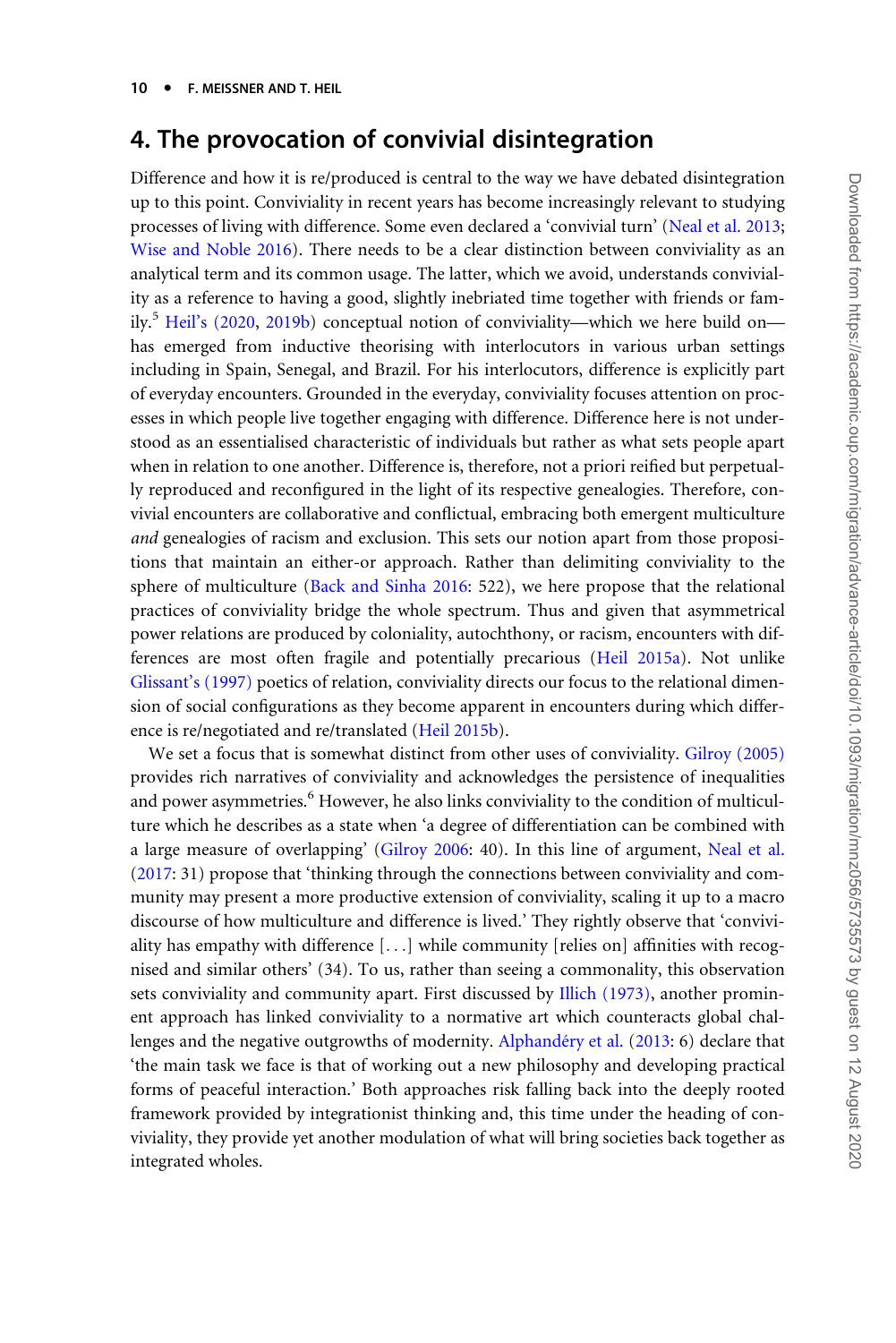## 4. The provocation of convivial disintegration

Difference and how it is re/produced is central to the way we have debated disintegration up to this point. Conviviality in recent years has become increasingly relevant to studying processes of living with difference. Some even declared a 'convivial turn' (Neal et al. 2013; Wise and Noble 2016). There needs to be a clear distinction between conviviality as an analytical term and its common usage. The latter, which we avoid, understands conviviality as a reference to having a good, slightly inebriated time together with friends or family.[5] Heil's (2020, 2019b) conceptual notion of conviviality—which we here build on—has emerged from inductive theorising with interlocutors in various urban settings including in Spain, Senegal, and Brazil. For his interlocutors, difference is explicitly part of everyday encounters. Grounded in the everyday, conviviality focuses attention on processes in which people live together engaging with difference. Difference here is not understood as an essentialised characteristic of individuals but rather as what sets people apart when in relation to one another. Difference is, therefore, not a priori reified but perpetually reproduced and reconfigured in the light of its respective genealogies. Therefore, convivial encounters are collaborative and conflictual, embracing both emergent multiculture *and* genealogies of racism and exclusion. This sets our notion apart from those propositions that maintain an either-or approach. Rather than delimiting conviviality to the sphere of multiculture (Back and Sinha 2016: 522), we here propose that the relational practices of conviviality bridge the whole spectrum. Thus and given that asymmetrical power relations are produced by coloniality, autochthony, or racism, encounters with differences are most often fragile and potentially precarious (Heil 2015a). Not unlike Glissant's (1997) poetics of relation, conviviality directs our focus to the relational dimension of social configurations as they become apparent in encounters during which difference is re/negotiated and re/translated (Heil 2015b).

We set a focus that is somewhat distinct from other uses of conviviality. Gilroy (2005) provides rich narratives of conviviality and acknowledges the persistence of inequalities and power asymmetries.[6] However, he also links conviviality to the condition of multiculture which he describes as a state when 'a degree of differentiation can be combined with a large measure of overlapping' (Gilroy 2006: 40). In this line of argument, Neal et al. (2017: 31) propose that 'thinking through the connections between conviviality and community may present a more productive extension of conviviality, scaling it up to a macro discourse of how multiculture and difference is lived.' They rightly observe that 'conviviality has empathy with difference [. . .] while community [relies on] affinities with recognised and similar others' (34). To us, rather than seeing a commonality, this observation sets conviviality and community apart. First discussed by Illich (1973), another prominent approach has linked conviviality to a normative art which counteracts global challenges and the negative outgrowths of modernity. Alphandéry et al. (2013: 6) declare that 'the main task we face is that of working out a new philosophy and developing practical forms of peaceful interaction.' Both approaches risk falling back into the deeply rooted framework provided by integrationist thinking and, this time under the heading of conviviality, they provide yet another modulation of what will bring societies back together as integrated wholes.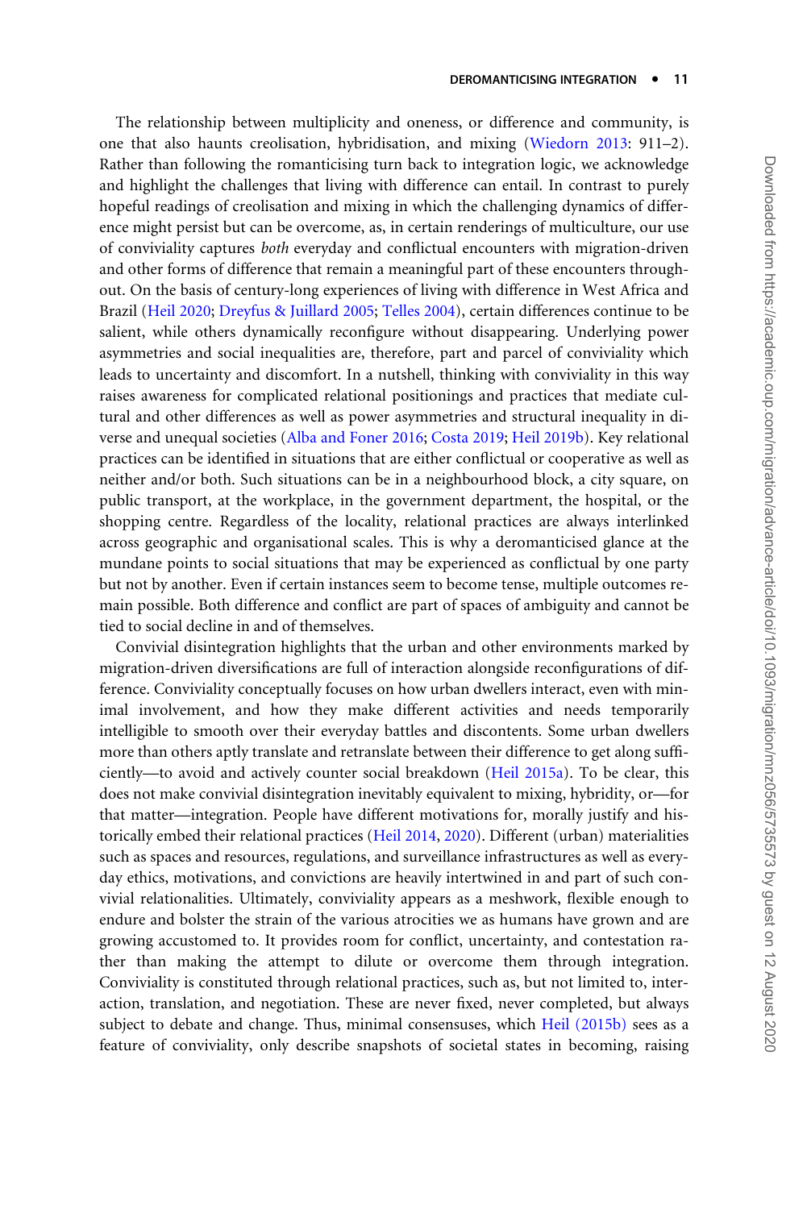The relationship between multiplicity and oneness, or difference and community, is one that also haunts creolisation, hybridisation, and mixing (Wiedorn 2013: 911–2). Rather than following the romanticising turn back to integration logic, we acknowledge and highlight the challenges that living with difference can entail. In contrast to purely hopeful readings of creolisation and mixing in which the challenging dynamics of difference might persist but can be overcome, as, in certain renderings of multiculture, our use of conviviality captures *both* everyday and conflictual encounters with migration-driven and other forms of difference that remain a meaningful part of these encounters throughout. On the basis of century-long experiences of living with difference in West Africa and Brazil (Heil 2020; Dreyfus & Juillard 2005; Telles 2004), certain differences continue to be salient, while others dynamically reconfigure without disappearing. Underlying power asymmetries and social inequalities are, therefore, part and parcel of conviviality which leads to uncertainty and discomfort. In a nutshell, thinking with conviviality in this way raises awareness for complicated relational positionings and practices that mediate cultural and other differences as well as power asymmetries and structural inequality in diverse and unequal societies (Alba and Foner 2016; Costa 2019; Heil 2019b). Key relational practices can be identified in situations that are either conflictual or cooperative as well as neither and/or both. Such situations can be in a neighbourhood block, a city square, on public transport, at the workplace, in the government department, the hospital, or the shopping centre. Regardless of the locality, relational practices are always interlinked across geographic and organisational scales. This is why a deromanticised glance at the mundane points to social situations that may be experienced as conflictual by one party but not by another. Even if certain instances seem to become tense, multiple outcomes remain possible. Both difference and conflict are part of spaces of ambiguity and cannot be tied to social decline in and of themselves.

Convivial disintegration highlights that the urban and other environments marked by migration-driven diversifications are full of interaction alongside reconfigurations of difference. Conviviality conceptually focuses on how urban dwellers interact, even with minimal involvement, and how they make different activities and needs temporarily intelligible to smooth over their everyday battles and discontents. Some urban dwellers more than others aptly translate and retranslate between their difference to get along sufficiently—to avoid and actively counter social breakdown (Heil 2015a). To be clear, this does not make convivial disintegration inevitably equivalent to mixing, hybridity, or—for that matter—integration. People have different motivations for, morally justify and historically embed their relational practices (Heil 2014, 2020). Different (urban) materialities such as spaces and resources, regulations, and surveillance infrastructures as well as everyday ethics, motivations, and convictions are heavily intertwined in and part of such convivial relationalities. Ultimately, conviviality appears as a meshwork, flexible enough to endure and bolster the strain of the various atrocities we as humans have grown and are growing accustomed to. It provides room for conflict, uncertainty, and contestation rather than making the attempt to dilute or overcome them through integration. Conviviality is constituted through relational practices, such as, but not limited to, interaction, translation, and negotiation. These are never fixed, never completed, but always subject to debate and change. Thus, minimal consensuses, which Heil (2015b) sees as a feature of conviviality, only describe snapshots of societal states in becoming, raising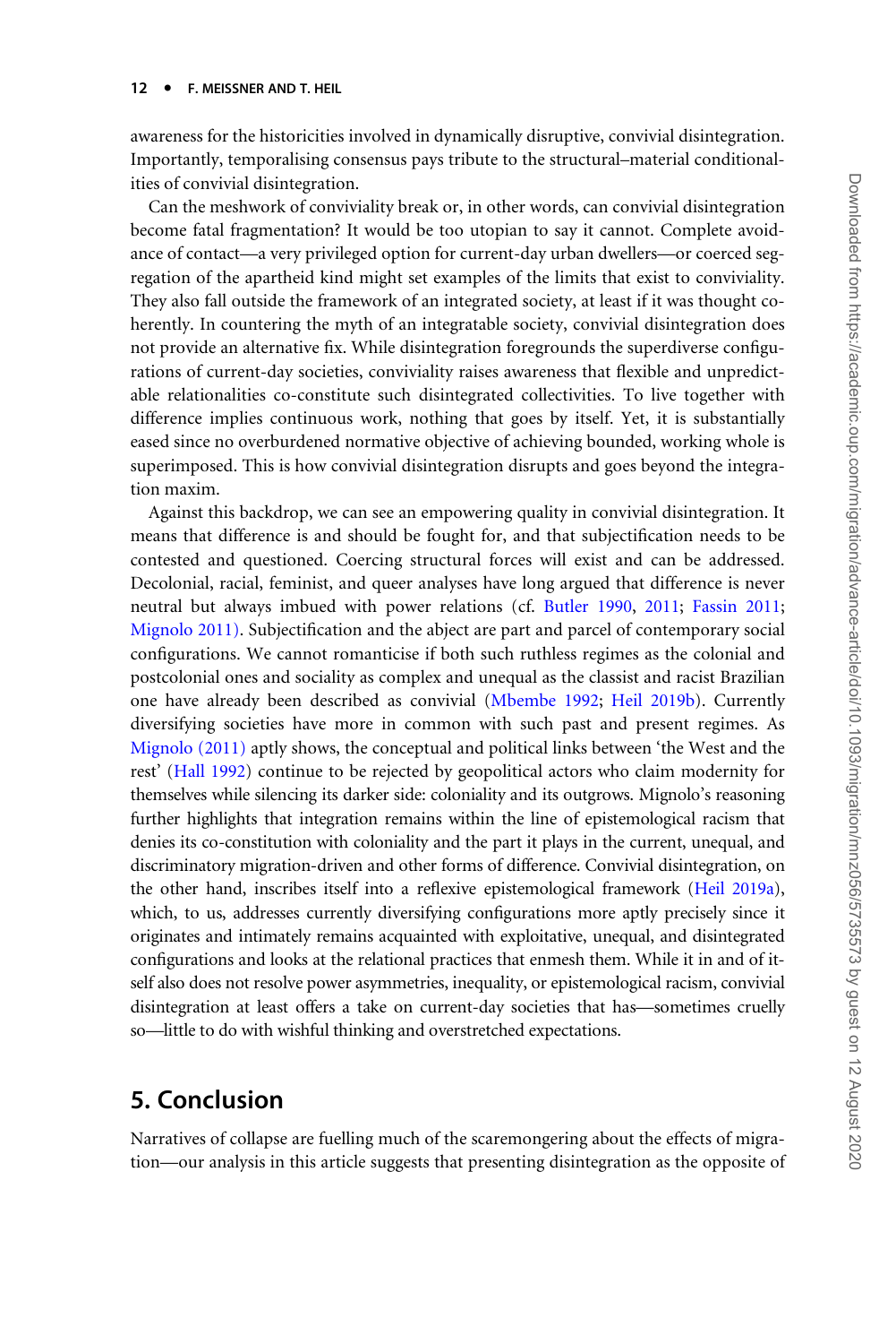awareness for the historicities involved in dynamically disruptive, convivial disintegration. Importantly, temporalising consensus pays tribute to the structural–material conditionalities of convivial disintegration.

Can the meshwork of conviviality break or, in other words, can convivial disintegration become fatal fragmentation? It would be too utopian to say it cannot. Complete avoidance of contact—a very privileged option for current-day urban dwellers—or coerced segregation of the apartheid kind might set examples of the limits that exist to conviviality. They also fall outside the framework of an integrated society, at least if it was thought coherently. In countering the myth of an integratable society, convivial disintegration does not provide an alternative fix. While disintegration foregrounds the superdiverse configurations of current-day societies, conviviality raises awareness that flexible and unpredictable relationalities co-constitute such disintegrated collectivities. To live together with difference implies continuous work, nothing that goes by itself. Yet, it is substantially eased since no overburdened normative objective of achieving bounded, working whole is superimposed. This is how convivial disintegration disrupts and goes beyond the integration maxim.

Against this backdrop, we can see an empowering quality in convivial disintegration. It means that difference is and should be fought for, and that subjectification needs to be contested and questioned. Coercing structural forces will exist and can be addressed. Decolonial, racial, feminist, and queer analyses have long argued that difference is never neutral but always imbued with power relations (cf. Butler 1990, 2011; Fassin 2011; Mignolo 2011). Subjectification and the abject are part and parcel of contemporary social configurations. We cannot romanticise if both such ruthless regimes as the colonial and postcolonial ones and sociality as complex and unequal as the classist and racist Brazilian one have already been described as convivial (Mbembe 1992; Heil 2019b). Currently diversifying societies have more in common with such past and present regimes. As Mignolo (2011) aptly shows, the conceptual and political links between 'the West and the rest' (Hall 1992) continue to be rejected by geopolitical actors who claim modernity for themselves while silencing its darker side: coloniality and its outgrows. Mignolo's reasoning further highlights that integration remains within the line of epistemological racism that denies its co-constitution with coloniality and the part it plays in the current, unequal, and discriminatory migration-driven and other forms of difference. Convivial disintegration, on the other hand, inscribes itself into a reflexive epistemological framework (Heil 2019a), which, to us, addresses currently diversifying configurations more aptly precisely since it originates and intimately remains acquainted with exploitative, unequal, and disintegrated configurations and looks at the relational practices that enmesh them. While it in and of itself also does not resolve power asymmetries, inequality, or epistemological racism, convivial disintegration at least offers a take on current-day societies that has—sometimes cruelly so—little to do with wishful thinking and overstretched expectations.

## 5. Conclusion

Narratives of collapse are fuelling much of the scaremongering about the effects of migration—our analysis in this article suggests that presenting disintegration as the opposite of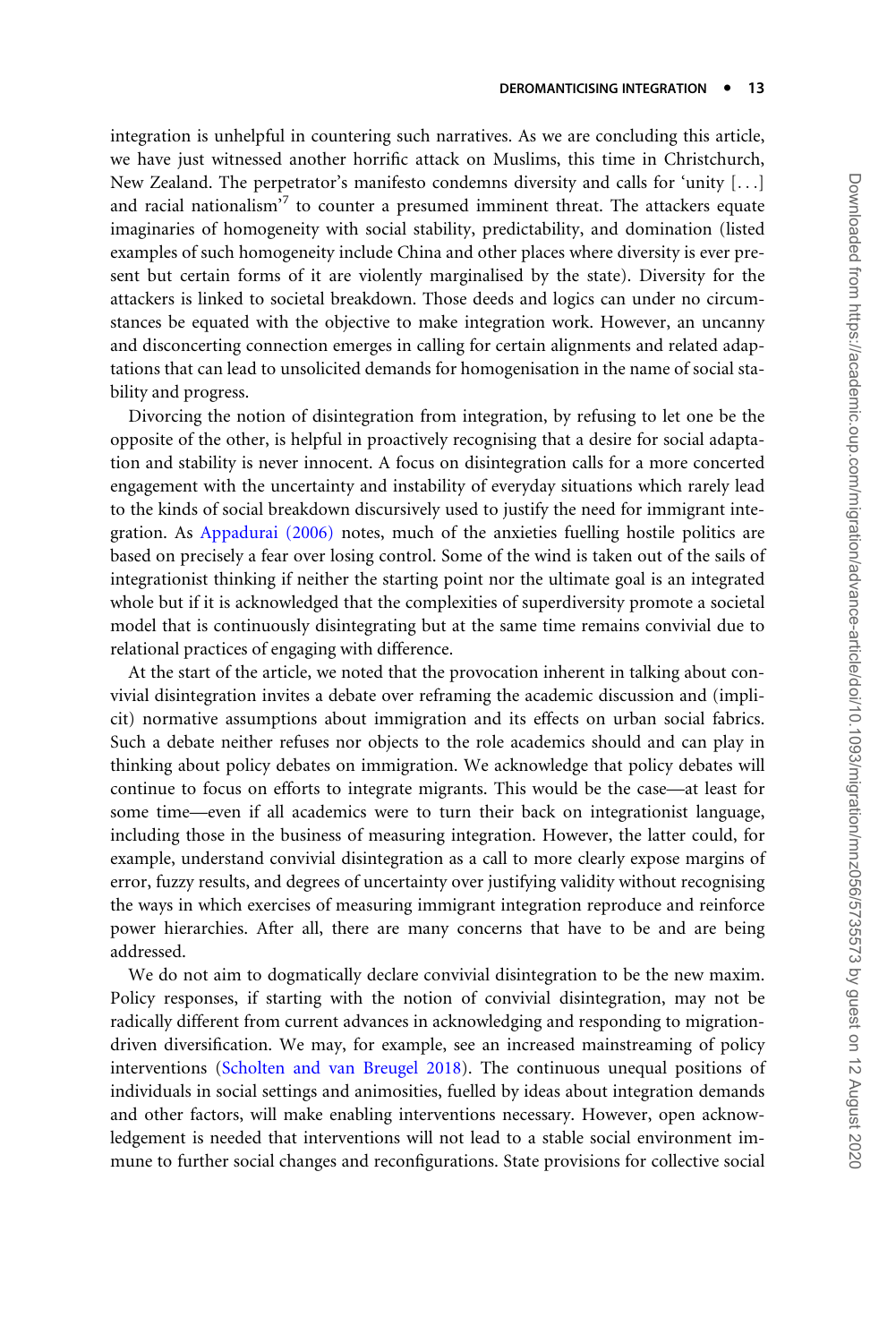integration is unhelpful in countering such narratives. As we are concluding this article, we have just witnessed another horrific attack on Muslims, this time in Christchurch, New Zealand. The perpetrator's manifesto condemns diversity and calls for 'unity [. . .] and racial nationalism'[7] to counter a presumed imminent threat. The attackers equate imaginaries of homogeneity with social stability, predictability, and domination (listed examples of such homogeneity include China and other places where diversity is ever present but certain forms of it are violently marginalised by the state). Diversity for the attackers is linked to societal breakdown. Those deeds and logics can under no circumstances be equated with the objective to make integration work. However, an uncanny and disconcerting connection emerges in calling for certain alignments and related adaptations that can lead to unsolicited demands for homogenisation in the name of social stability and progress.

Divorcing the notion of disintegration from integration, by refusing to let one be the opposite of the other, is helpful in proactively recognising that a desire for social adaptation and stability is never innocent. A focus on disintegration calls for a more concerted engagement with the uncertainty and instability of everyday situations which rarely lead to the kinds of social breakdown discursively used to justify the need for immigrant integration. As Appadurai (2006) notes, much of the anxieties fuelling hostile politics are based on precisely a fear over losing control. Some of the wind is taken out of the sails of integrationist thinking if neither the starting point nor the ultimate goal is an integrated whole but if it is acknowledged that the complexities of superdiversity promote a societal model that is continuously disintegrating but at the same time remains convivial due to relational practices of engaging with difference.

At the start of the article, we noted that the provocation inherent in talking about convivial disintegration invites a debate over reframing the academic discussion and (implicit) normative assumptions about immigration and its effects on urban social fabrics. Such a debate neither refuses nor objects to the role academics should and can play in thinking about policy debates on immigration. We acknowledge that policy debates will continue to focus on efforts to integrate migrants. This would be the case—at least for some time—even if all academics were to turn their back on integrationist language, including those in the business of measuring integration. However, the latter could, for example, understand convivial disintegration as a call to more clearly expose margins of error, fuzzy results, and degrees of uncertainty over justifying validity without recognising the ways in which exercises of measuring immigrant integration reproduce and reinforce power hierarchies. After all, there are many concerns that have to be and are being addressed.

We do not aim to dogmatically declare convivial disintegration to be the new maxim. Policy responses, if starting with the notion of convivial disintegration, may not be radically different from current advances in acknowledging and responding to migration-driven diversification. We may, for example, see an increased mainstreaming of policy interventions (Scholten and van Breugel 2018). The continuous unequal positions of individuals in social settings and animosities, fuelled by ideas about integration demands and other factors, will make enabling interventions necessary. However, open acknowledgement is needed that interventions will not lead to a stable social environment immune to further social changes and reconfigurations. State provisions for collective social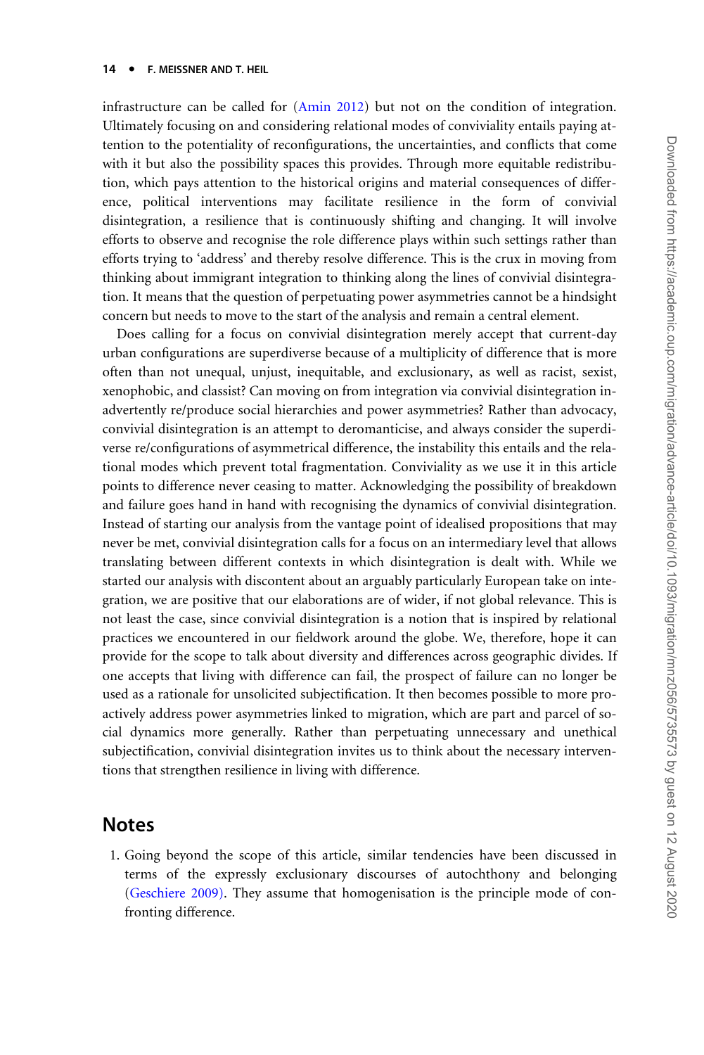infrastructure can be called for (Amin 2012) but not on the condition of integration. Ultimately focusing on and considering relational modes of conviviality entails paying attention to the potentiality of reconfigurations, the uncertainties, and conflicts that come with it but also the possibility spaces this provides. Through more equitable redistribution, which pays attention to the historical origins and material consequences of difference, political interventions may facilitate resilience in the form of convivial disintegration, a resilience that is continuously shifting and changing. It will involve efforts to observe and recognise the role difference plays within such settings rather than efforts trying to 'address' and thereby resolve difference. This is the crux in moving from thinking about immigrant integration to thinking along the lines of convivial disintegration. It means that the question of perpetuating power asymmetries cannot be a hindsight concern but needs to move to the start of the analysis and remain a central element.

Does calling for a focus on convivial disintegration merely accept that current-day urban configurations are superdiverse because of a multiplicity of difference that is more often than not unequal, unjust, inequitable, and exclusionary, as well as racist, sexist, xenophobic, and classist? Can moving on from integration via convivial disintegration inadvertently re/produce social hierarchies and power asymmetries? Rather than advocacy, convivial disintegration is an attempt to deromanticise, and always consider the superdiverse re/configurations of asymmetrical difference, the instability this entails and the relational modes which prevent total fragmentation. Conviviality as we use it in this article points to difference never ceasing to matter. Acknowledging the possibility of breakdown and failure goes hand in hand with recognising the dynamics of convivial disintegration. Instead of starting our analysis from the vantage point of idealised propositions that may never be met, convivial disintegration calls for a focus on an intermediary level that allows translating between different contexts in which disintegration is dealt with. While we started our analysis with discontent about an arguably particularly European take on integration, we are positive that our elaborations are of wider, if not global relevance. This is not least the case, since convivial disintegration is a notion that is inspired by relational practices we encountered in our fieldwork around the globe. We, therefore, hope it can provide for the scope to talk about diversity and differences across geographic divides. If one accepts that living with difference can fail, the prospect of failure can no longer be used as a rationale for unsolicited subjectification. It then becomes possible to more proactively address power asymmetries linked to migration, which are part and parcel of social dynamics more generally. Rather than perpetuating unnecessary and unethical subjectification, convivial disintegration invites us to think about the necessary interventions that strengthen resilience in living with difference.

## Notes

1. Going beyond the scope of this article, similar tendencies have been discussed in terms of the expressly exclusionary discourses of autochthony and belonging (Geschiere 2009). They assume that homogenisation is the principle mode of confronting difference.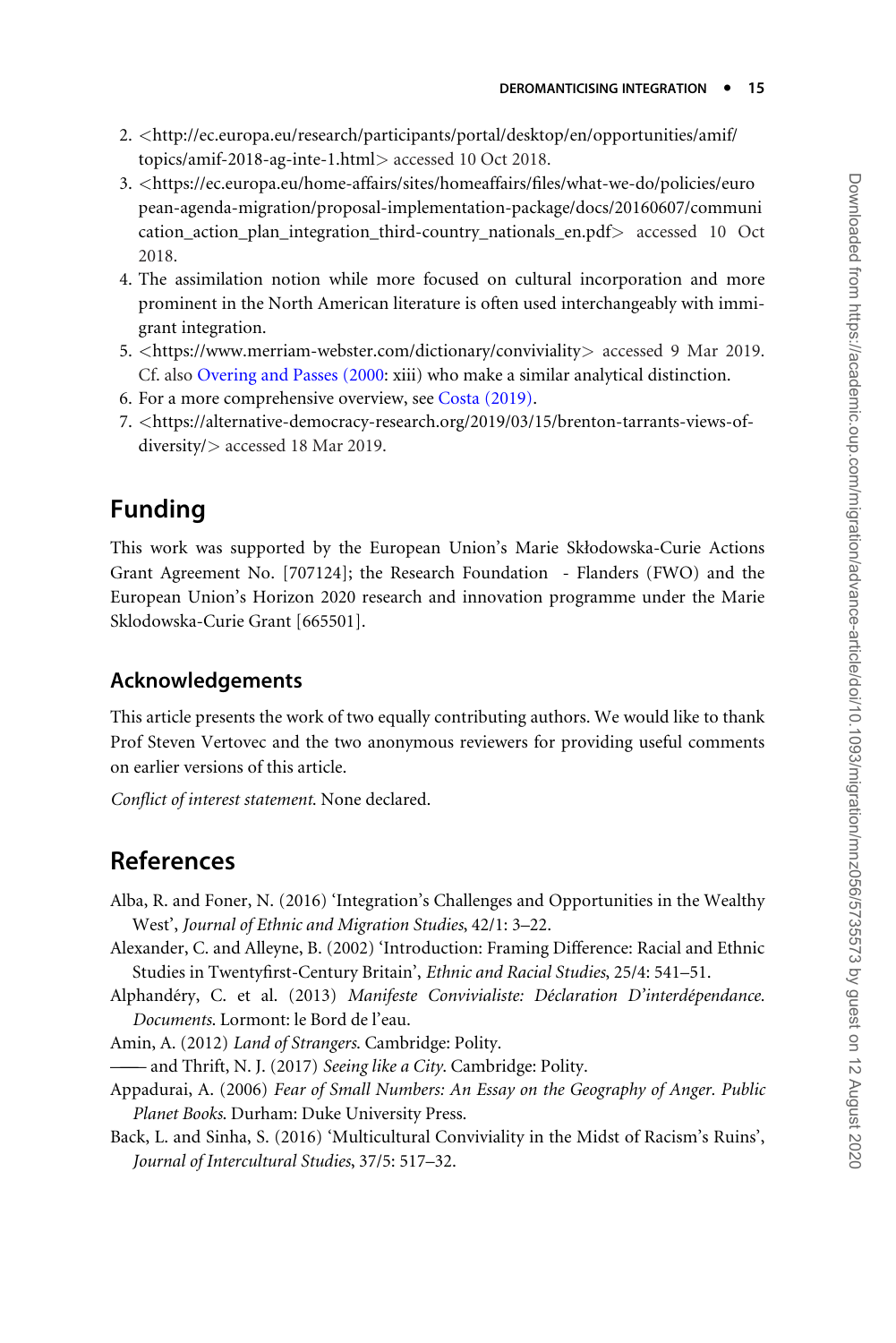2. <http://ec.europa.eu/research/participants/portal/desktop/en/opportunities/amif/topics/amif-2018-ag-inte-1.html> accessed 10 Oct 2018.
3. <https://ec.europa.eu/home-affairs/sites/homeaffairs/files/what-we-do/policies/european-agenda-migration/proposal-implementation-package/docs/20160607/communication_action_plan_integration_third-country_nationals_en.pdf> accessed 10 Oct 2018.
4. The assimilation notion while more focused on cultural incorporation and more prominent in the North American literature is often used interchangeably with immigrant integration.
5. <https://www.merriam-webster.com/dictionary/conviviality> accessed 9 Mar 2019. Cf. also Overing and Passes (2000: xiii) who make a similar analytical distinction.
6. For a more comprehensive overview, see Costa (2019).
7. <https://alternative-democracy-research.org/2019/03/15/brenton-tarrants-views-of-diversity/> accessed 18 Mar 2019.

## Funding

This work was supported by the European Union's Marie Skłodowska-Curie Actions Grant Agreement No. [707124]; the Research Foundation - Flanders (FWO) and the European Union's Horizon 2020 research and innovation programme under the Marie Sklodowska-Curie Grant [665501].

## Acknowledgements

This article presents the work of two equally contributing authors. We would like to thank Prof Steven Vertovec and the two anonymous reviewers for providing useful comments on earlier versions of this article.

*Conflict of interest statement.* None declared.

## References

Alba, R. and Foner, N. (2016) 'Integration's Challenges and Opportunities in the Wealthy West', *Journal of Ethnic and Migration Studies*, 42/1: 3–22.

Alexander, C. and Alleyne, B. (2002) 'Introduction: Framing Difference: Racial and Ethnic Studies in Twentyfirst-Century Britain', *Ethnic and Racial Studies*, 25/4: 541–51.

Alphandéry, C. et al. (2013) *Manifeste Convivialiste: Déclaration D'interdépendance. Documents*. Lormont: le Bord de l'eau.

Amin, A. (2012) *Land of Strangers*. Cambridge: Polity.

—— and Thrift, N. J. (2017) *Seeing like a City*. Cambridge: Polity.

Appadurai, A. (2006) *Fear of Small Numbers: An Essay on the Geography of Anger. Public Planet Books*. Durham: Duke University Press.

Back, L. and Sinha, S. (2016) 'Multicultural Conviviality in the Midst of Racism's Ruins', *Journal of Intercultural Studies*, 37/5: 517–32.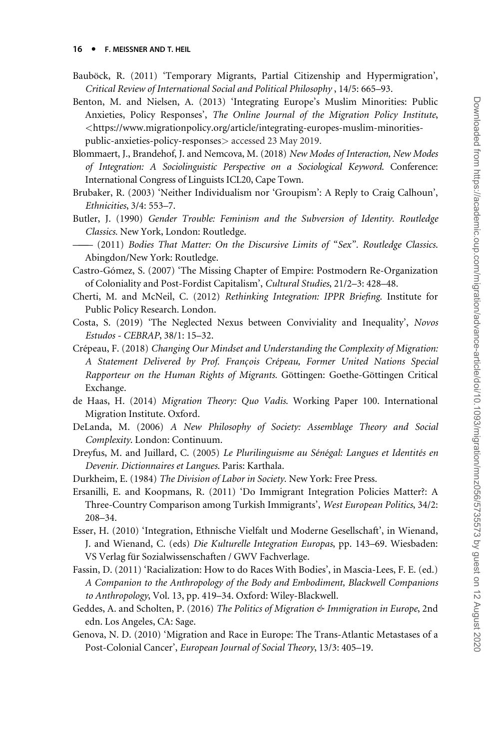Bauböck, R. (2011) 'Temporary Migrants, Partial Citizenship and Hypermigration', *Critical Review of International Social and Political Philosophy* , 14/5: 665–93.

Benton, M. and Nielsen, A. (2013) 'Integrating Europe's Muslim Minorities: Public Anxieties, Policy Responses', *The Online Journal of the Migration Policy Institute*, <https://www.migrationpolicy.org/article/integrating-europes-muslim-minorities-public-anxieties-policy-responses> accessed 23 May 2019.

Blommaert, J., Brandehof, J. and Nemcova, M. (2018) *New Modes of Interaction, New Modes of Integration: A Sociolinguistic Perspective on a Sociological Keyword*. Conference: International Congress of Linguists ICL20, Cape Town.

Brubaker, R. (2003) 'Neither Individualism nor 'Groupism': A Reply to Craig Calhoun', *Ethnicities*, 3/4: 553–7.

Butler, J. (1990) *Gender Trouble: Feminism and the Subversion of Identity. Routledge Classics*. New York, London: Routledge.

—— (2011) *Bodies That Matter: On the Discursive Limits of "Sex". Routledge Classics*. Abingdon/New York: Routledge.

Castro-Gómez, S. (2007) 'The Missing Chapter of Empire: Postmodern Re-Organization of Coloniality and Post-Fordist Capitalism', *Cultural Studies*, 21/2–3: 428–48.

Cherti, M. and McNeil, C. (2012) *Rethinking Integration: IPPR Briefing*. Institute for Public Policy Research. London.

Costa, S. (2019) 'The Neglected Nexus between Conviviality and Inequality', *Novos Estudos - CEBRAP*, 38/1: 15–32.

Crépeau, F. (2018) *Changing Our Mindset and Understanding the Complexity of Migration: A Statement Delivered by Prof. François Crépeau, Former United Nations Special Rapporteur on the Human Rights of Migrants*. Göttingen: Goethe-Göttingen Critical Exchange.

de Haas, H. (2014) *Migration Theory: Quo Vadis*. Working Paper 100. International Migration Institute. Oxford.

DeLanda, M. (2006) *A New Philosophy of Society: Assemblage Theory and Social Complexity*. London: Continuum.

Dreyfus, M. and Juillard, C. (2005) *Le Plurilinguisme au Sénégal: Langues et Identités en Devenir. Dictionnaires et Langues*. Paris: Karthala.

Durkheim, E. (1984) *The Division of Labor in Society*. New York: Free Press.

Ersanilli, E. and Koopmans, R. (2011) 'Do Immigrant Integration Policies Matter?: A Three-Country Comparison among Turkish Immigrants', *West European Politics*, 34/2: 208–34.

Esser, H. (2010) 'Integration, Ethnische Vielfalt und Moderne Gesellschaft', in Wienand, J. and Wienand, C. (eds) *Die Kulturelle Integration Europas*, pp. 143–69. Wiesbaden: VS Verlag für Sozialwissenschaften / GWV Fachverlage.

Fassin, D. (2011) 'Racialization: How to do Races With Bodies', in Mascia-Lees, F. E. (ed.) *A Companion to the Anthropology of the Body and Embodiment, Blackwell Companions to Anthropology*, Vol. 13, pp. 419–34. Oxford: Wiley-Blackwell.

Geddes, A. and Scholten, P. (2016) *The Politics of Migration & Immigration in Europe*, 2nd edn. Los Angeles, CA: Sage.

Genova, N. D. (2010) 'Migration and Race in Europe: The Trans-Atlantic Metastases of a Post-Colonial Cancer', *European Journal of Social Theory*, 13/3: 405–19.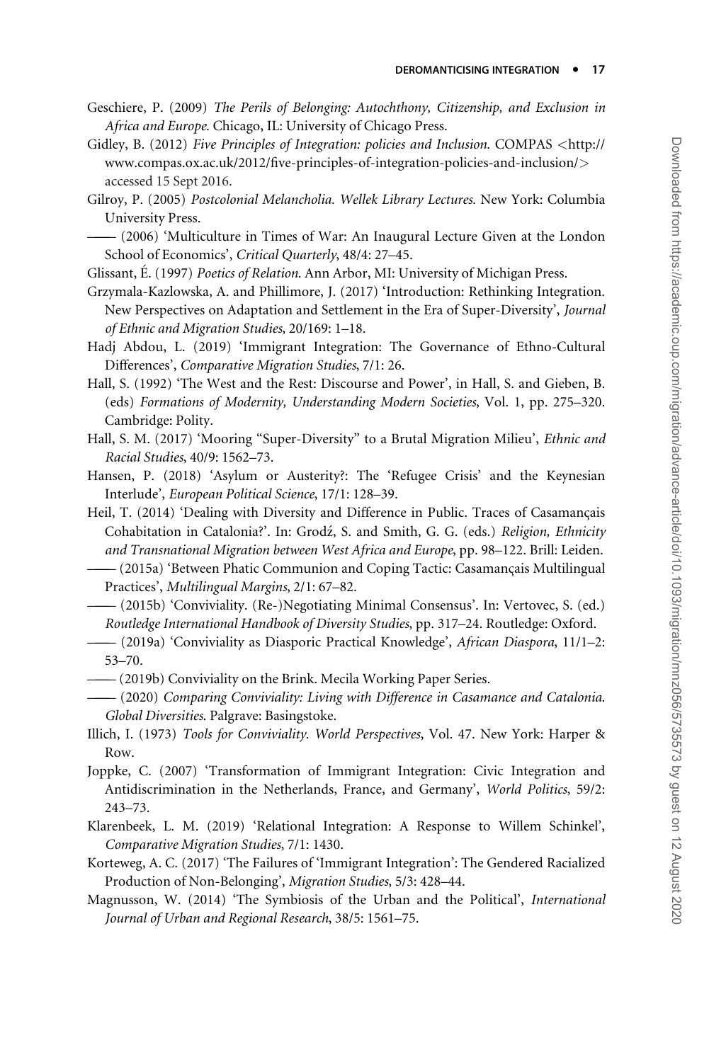Geschiere, P. (2009) *The Perils of Belonging: Autochthony, Citizenship, and Exclusion in Africa and Europe*. Chicago, IL: University of Chicago Press.

Gidley, B. (2012) *Five Principles of Integration: policies and Inclusion*. COMPAS <http://www.compas.ox.ac.uk/2012/five-principles-of-integration-policies-and-inclusion/> accessed 15 Sept 2016.

Gilroy, P. (2005) *Postcolonial Melancholia. Wellek Library Lectures*. New York: Columbia University Press.

—— (2006) 'Multiculture in Times of War: An Inaugural Lecture Given at the London School of Economics', *Critical Quarterly*, 48/4: 27–45.

Glissant, É. (1997) *Poetics of Relation*. Ann Arbor, MI: University of Michigan Press.

Grzymala-Kazlowska, A. and Phillimore, J. (2017) 'Introduction: Rethinking Integration. New Perspectives on Adaptation and Settlement in the Era of Super-Diversity', *Journal of Ethnic and Migration Studies*, 20/169: 1–18.

Hadj Abdou, L. (2019) 'Immigrant Integration: The Governance of Ethno-Cultural Differences', *Comparative Migration Studies*, 7/1: 26.

Hall, S. (1992) 'The West and the Rest: Discourse and Power', in Hall, S. and Gieben, B. (eds) *Formations of Modernity, Understanding Modern Societies*, Vol. 1, pp. 275–320. Cambridge: Polity.

Hall, S. M. (2017) 'Mooring "Super-Diversity" to a Brutal Migration Milieu', *Ethnic and Racial Studies*, 40/9: 1562–73.

Hansen, P. (2018) 'Asylum or Austerity?: The 'Refugee Crisis' and the Keynesian Interlude', *European Political Science*, 17/1: 128–39.

Heil, T. (2014) 'Dealing with Diversity and Difference in Public. Traces of Casamançais Cohabitation in Catalonia?'. In: Grodź, S. and Smith, G. G. (eds.) *Religion, Ethnicity and Transnational Migration between West Africa and Europe*, pp. 98–122. Brill: Leiden.

—— (2015a) 'Between Phatic Communion and Coping Tactic: Casamançais Multilingual Practices', *Multilingual Margins*, 2/1: 67–82.

—— (2015b) 'Conviviality. (Re-)Negotiating Minimal Consensus'. In: Vertovec, S. (ed.) *Routledge International Handbook of Diversity Studies*, pp. 317–24. Routledge: Oxford.

—— (2019a) 'Conviviality as Diasporic Practical Knowledge', *African Diaspora*, 11/1–2: 53–70.

—— (2019b) Conviviality on the Brink. Mecila Working Paper Series.

—— (2020) *Comparing Conviviality: Living with Difference in Casamance and Catalonia. Global Diversities*. Palgrave: Basingstoke.

Illich, I. (1973) *Tools for Conviviality. World Perspectives*, Vol. 47. New York: Harper & Row.

Joppke, C. (2007) 'Transformation of Immigrant Integration: Civic Integration and Antidiscrimination in the Netherlands, France, and Germany', *World Politics*, 59/2: 243–73.

Klarenbeek, L. M. (2019) 'Relational Integration: A Response to Willem Schinkel', *Comparative Migration Studies*, 7/1: 1430.

Korteweg, A. C. (2017) 'The Failures of 'Immigrant Integration': The Gendered Racialized Production of Non-Belonging', *Migration Studies*, 5/3: 428–44.

Magnusson, W. (2014) 'The Symbiosis of the Urban and the Political', *International Journal of Urban and Regional Research*, 38/5: 1561–75.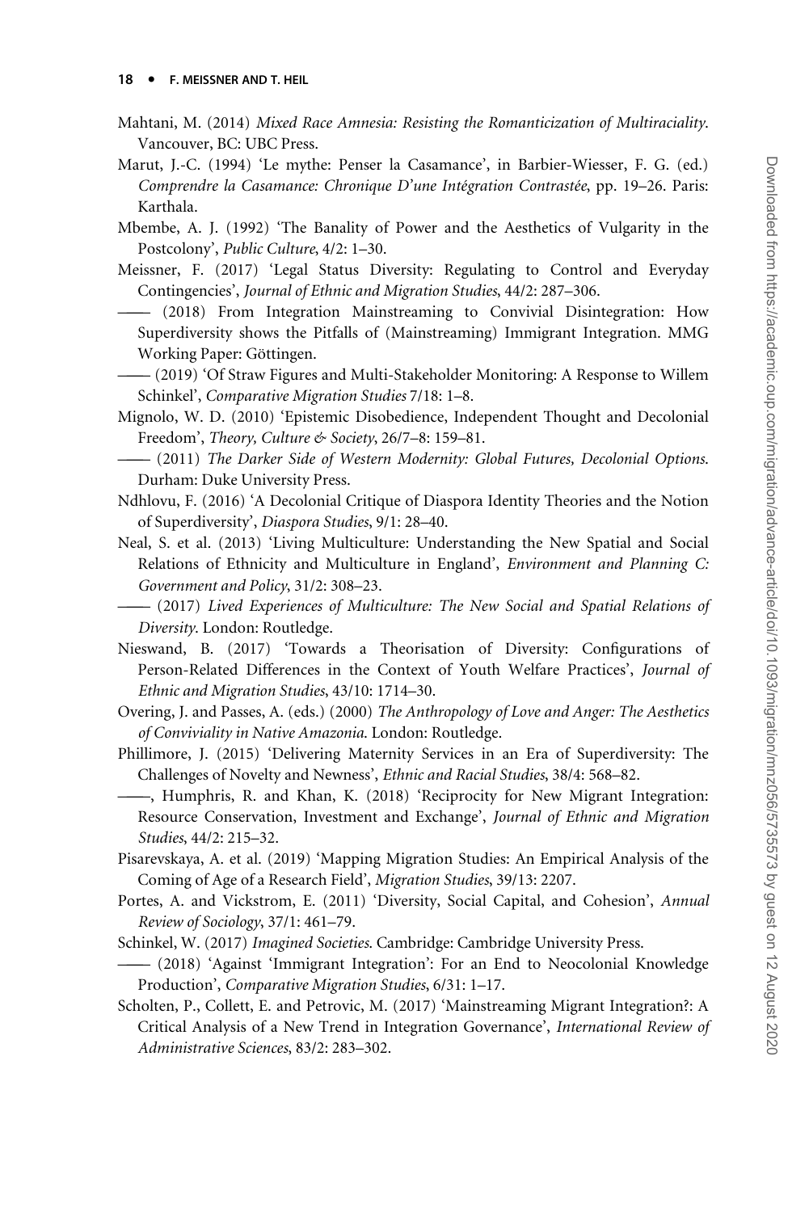Mahtani, M. (2014) *Mixed Race Amnesia: Resisting the Romanticization of Multiraciality*. Vancouver, BC: UBC Press.

Marut, J.-C. (1994) 'Le mythe: Penser la Casamance', in Barbier-Wiesser, F. G. (ed.) *Comprendre la Casamance: Chronique D'une Intégration Contrastée*, pp. 19–26. Paris: Karthala.

Mbembe, A. J. (1992) 'The Banality of Power and the Aesthetics of Vulgarity in the Postcolony', *Public Culture*, 4/2: 1–30.

Meissner, F. (2017) 'Legal Status Diversity: Regulating to Control and Everyday Contingencies', *Journal of Ethnic and Migration Studies*, 44/2: 287–306.

—— (2018) From Integration Mainstreaming to Convivial Disintegration: How Superdiversity shows the Pitfalls of (Mainstreaming) Immigrant Integration. MMG Working Paper: Göttingen.

—— (2019) 'Of Straw Figures and Multi-Stakeholder Monitoring: A Response to Willem Schinkel', *Comparative Migration Studies* 7/18: 1–8.

Mignolo, W. D. (2010) 'Epistemic Disobedience, Independent Thought and Decolonial Freedom', *Theory, Culture & Society*, 26/7–8: 159–81.

—— (2011) *The Darker Side of Western Modernity: Global Futures, Decolonial Options*. Durham: Duke University Press.

Ndhlovu, F. (2016) 'A Decolonial Critique of Diaspora Identity Theories and the Notion of Superdiversity', *Diaspora Studies*, 9/1: 28–40.

Neal, S. et al. (2013) 'Living Multiculture: Understanding the New Spatial and Social Relations of Ethnicity and Multiculture in England', *Environment and Planning C: Government and Policy*, 31/2: 308–23.

—— (2017) *Lived Experiences of Multiculture: The New Social and Spatial Relations of Diversity*. London: Routledge.

Nieswand, B. (2017) 'Towards a Theorisation of Diversity: Configurations of Person-Related Differences in the Context of Youth Welfare Practices', *Journal of Ethnic and Migration Studies*, 43/10: 1714–30.

Overing, J. and Passes, A. (eds.) (2000) *The Anthropology of Love and Anger: The Aesthetics of Conviviality in Native Amazonia*. London: Routledge.

Phillimore, J. (2015) 'Delivering Maternity Services in an Era of Superdiversity: The Challenges of Novelty and Newness', *Ethnic and Racial Studies*, 38/4: 568–82.

——, Humphris, R. and Khan, K. (2018) 'Reciprocity for New Migrant Integration: Resource Conservation, Investment and Exchange', *Journal of Ethnic and Migration Studies*, 44/2: 215–32.

Pisarevskaya, A. et al. (2019) 'Mapping Migration Studies: An Empirical Analysis of the Coming of Age of a Research Field', *Migration Studies*, 39/13: 2207.

Portes, A. and Vickstrom, E. (2011) 'Diversity, Social Capital, and Cohesion', *Annual Review of Sociology*, 37/1: 461–79.

Schinkel, W. (2017) *Imagined Societies*. Cambridge: Cambridge University Press.

—— (2018) 'Against 'Immigrant Integration': For an End to Neocolonial Knowledge Production', *Comparative Migration Studies*, 6/31: 1–17.

Scholten, P., Collett, E. and Petrovic, M. (2017) 'Mainstreaming Migrant Integration?: A Critical Analysis of a New Trend in Integration Governance', *International Review of Administrative Sciences*, 83/2: 283–302.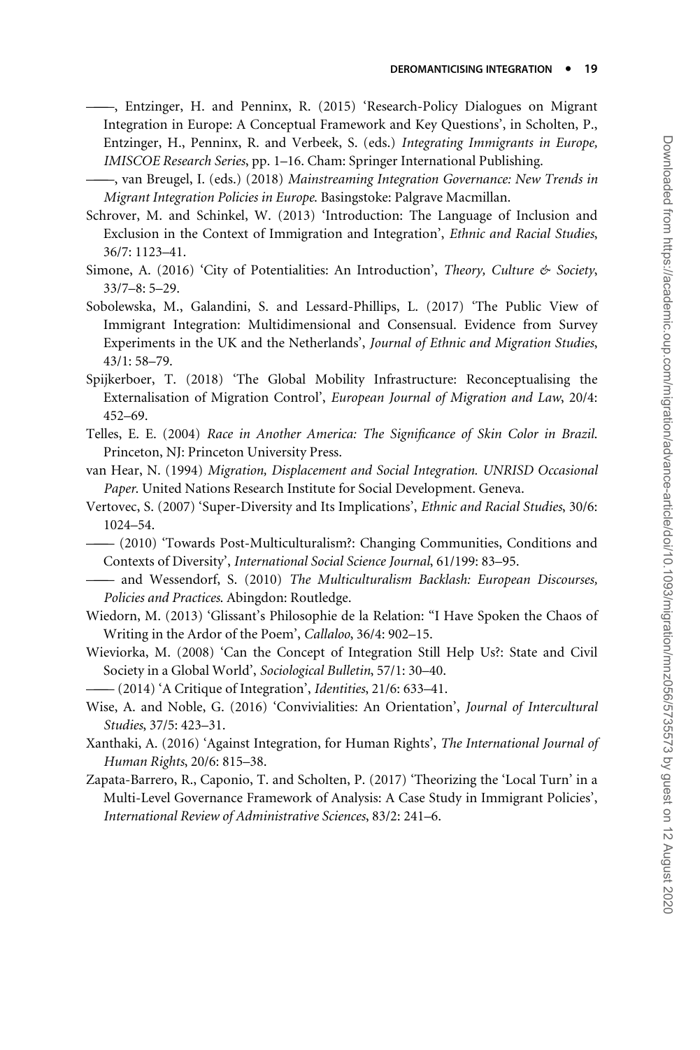——, Entzinger, H. and Penninx, R. (2015) 'Research-Policy Dialogues on Migrant Integration in Europe: A Conceptual Framework and Key Questions', in Scholten, P., Entzinger, H., Penninx, R. and Verbeek, S. (eds.) *Integrating Immigrants in Europe, IMISCOE Research Series*, pp. 1–16. Cham: Springer International Publishing.

——, van Breugel, I. (eds.) (2018) *Mainstreaming Integration Governance: New Trends in Migrant Integration Policies in Europe*. Basingstoke: Palgrave Macmillan.

Schrover, M. and Schinkel, W. (2013) 'Introduction: The Language of Inclusion and Exclusion in the Context of Immigration and Integration', *Ethnic and Racial Studies*, 36/7: 1123–41.

Simone, A. (2016) 'City of Potentialities: An Introduction', *Theory, Culture & Society*, 33/7–8: 5–29.

Sobolewska, M., Galandini, S. and Lessard-Phillips, L. (2017) 'The Public View of Immigrant Integration: Multidimensional and Consensual. Evidence from Survey Experiments in the UK and the Netherlands', *Journal of Ethnic and Migration Studies*, 43/1: 58–79.

Spijkerboer, T. (2018) 'The Global Mobility Infrastructure: Reconceptualising the Externalisation of Migration Control', *European Journal of Migration and Law*, 20/4: 452–69.

Telles, E. E. (2004) *Race in Another America: The Significance of Skin Color in Brazil*. Princeton, NJ: Princeton University Press.

van Hear, N. (1994) *Migration, Displacement and Social Integration. UNRISD Occasional Paper*. United Nations Research Institute for Social Development. Geneva.

Vertovec, S. (2007) 'Super-Diversity and Its Implications', *Ethnic and Racial Studies*, 30/6: 1024–54.

—— (2010) 'Towards Post-Multiculturalism?: Changing Communities, Conditions and Contexts of Diversity', *International Social Science Journal*, 61/199: 83–95.

—— and Wessendorf, S. (2010) *The Multiculturalism Backlash: European Discourses, Policies and Practices*. Abingdon: Routledge.

Wiedorn, M. (2013) 'Glissant's Philosophie de la Relation: "I Have Spoken the Chaos of Writing in the Ardor of the Poem', *Callaloo*, 36/4: 902–15.

Wieviorka, M. (2008) 'Can the Concept of Integration Still Help Us?: State and Civil Society in a Global World', *Sociological Bulletin*, 57/1: 30–40.

—— (2014) 'A Critique of Integration', *Identities*, 21/6: 633–41.

Wise, A. and Noble, G. (2016) 'Convivialities: An Orientation', *Journal of Intercultural Studies*, 37/5: 423–31.

Xanthaki, A. (2016) 'Against Integration, for Human Rights', *The International Journal of Human Rights*, 20/6: 815–38.

Zapata-Barrero, R., Caponio, T. and Scholten, P. (2017) 'Theorizing the 'Local Turn' in a Multi-Level Governance Framework of Analysis: A Case Study in Immigrant Policies', *International Review of Administrative Sciences*, 83/2: 241–6.